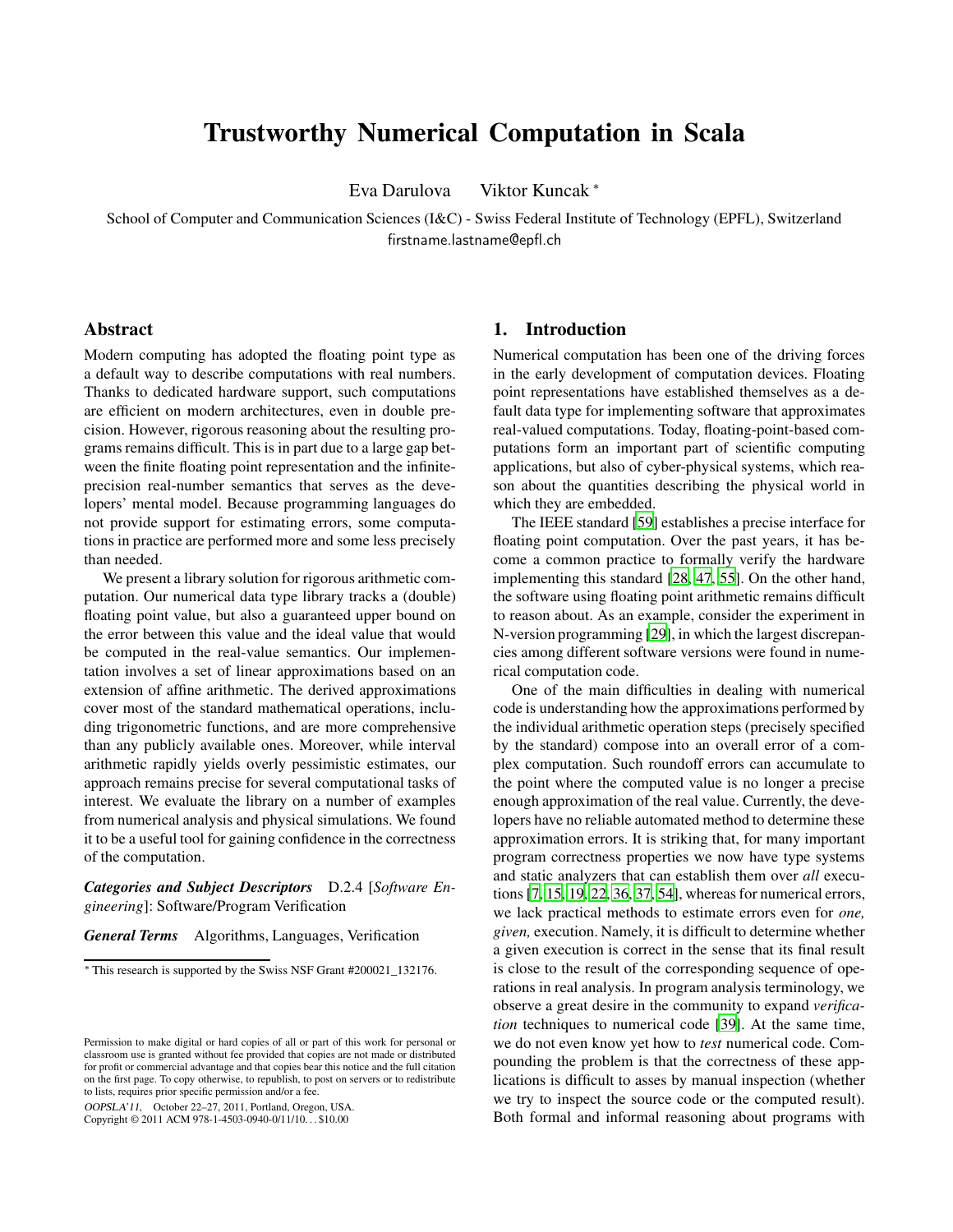# Trustworthy Numerical Computation in Scala

Eva Darulova    Viktor Kuncak *

School of Computer and Communication Sciences (I&C) - Swiss Federal Institute of Technology (EPFL), Switzerland
firstname.lastname@epfl.ch

## Abstract

Modern computing has adopted the floating point type as a default way to describe computations with real numbers. Thanks to dedicated hardware support, such computations are efficient on modern architectures, even in double precision. However, rigorous reasoning about the resulting programs remains difficult. This is in part due to a large gap between the finite floating point representation and the infinite-precision real-number semantics that serves as the developers' mental model. Because programming languages do not provide support for estimating errors, some computations in practice are performed more and some less precisely than needed.

We present a library solution for rigorous arithmetic computation. Our numerical data type library tracks a (double) floating point value, but also a guaranteed upper bound on the error between this value and the ideal value that would be computed in the real-value semantics. Our implementation involves a set of linear approximations based on an extension of affine arithmetic. The derived approximations cover most of the standard mathematical operations, including trigonometric functions, and are more comprehensive than any publicly available ones. Moreover, while interval arithmetic rapidly yields overly pessimistic estimates, our approach remains precise for several computational tasks of interest. We evaluate the library on a number of examples from numerical analysis and physical simulations. We found it to be a useful tool for gaining confidence in the correctness of the computation.

***Categories and Subject Descriptors*** D.2.4 [*Software Engineering*]: Software/Program Verification

***General Terms*** Algorithms, Languages, Verification

* This research is supported by the Swiss NSF Grant #200021_132176.

Permission to make digital or hard copies of all or part of this work for personal or classroom use is granted without fee provided that copies are not made or distributed for profit or commercial advantage and that copies bear this notice and the full citation on the first page. To copy otherwise, to republish, to post on servers or to redistribute to lists, requires prior specific permission and/or a fee.
*OOPSLA'11,* October 22–27, 2011, Portland, Oregon, USA.
Copyright © 2011 ACM 978-1-4503-0940-0/11/10... $10.00

## 1. Introduction

Numerical computation has been one of the driving forces in the early development of computation devices. Floating point representations have established themselves as a default data type for implementing software that approximates real-valued computations. Today, floating-point-based computations form an important part of scientific computing applications, but also of cyber-physical systems, which reason about the quantities describing the physical world in which they are embedded.

The IEEE standard [59] establishes a precise interface for floating point computation. Over the past years, it has become a common practice to formally verify the hardware implementing this standard [28, 47, 55]. On the other hand, the software using floating point arithmetic remains difficult to reason about. As an example, consider the experiment in N-version programming [29], in which the largest discrepancies among different software versions were found in numerical computation code.

One of the main difficulties in dealing with numerical code is understanding how the approximations performed by the individual arithmetic operation steps (precisely specified by the standard) compose into an overall error of a complex computation. Such roundoff errors can accumulate to the point where the computed value is no longer a precise enough approximation of the real value. Currently, the developers have no reliable automated method to determine these approximation errors. It is striking that, for many important program correctness properties we now have type systems and static analyzers that can establish them over *all* executions [7, 15, 19, 22, 36, 37, 54], whereas for numerical errors, we lack practical methods to estimate errors even for *one, given,* execution. Namely, it is difficult to determine whether a given execution is correct in the sense that its final result is close to the result of the corresponding sequence of operations in real analysis. In program analysis terminology, we observe a great desire in the community to expand *verification* techniques to numerical code [39]. At the same time, we do not even know yet how to *test* numerical code. Compounding the problem is that the correctness of these applications is difficult to asses by manual inspection (whether we try to inspect the source code or the computed result). Both formal and informal reasoning about programs with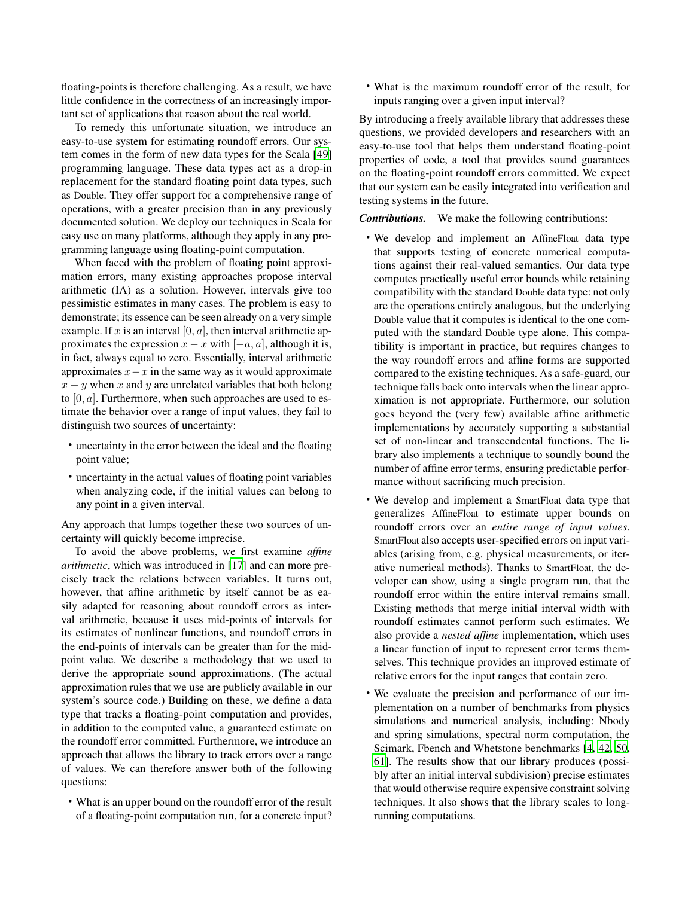floating-points is therefore challenging. As a result, we have little confidence in the correctness of an increasingly important set of applications that reason about the real world.

To remedy this unfortunate situation, we introduce an easy-to-use system for estimating roundoff errors. Our system comes in the form of new data types for the Scala [49] programming language. These data types act as a drop-in replacement for the standard floating point data types, such as Double. They offer support for a comprehensive range of operations, with a greater precision than in any previously documented solution. We deploy our techniques in Scala for easy use on many platforms, although they apply in any programming language using floating-point computation.

When faced with the problem of floating point approximation errors, many existing approaches propose interval arithmetic (IA) as a solution. However, intervals give too pessimistic estimates in many cases. The problem is easy to demonstrate; its essence can be seen already on a very simple example. If $x$ is an interval $[0, a]$, then interval arithmetic approximates the expression $x - x$ with $[-a, a]$, although it is, in fact, always equal to zero. Essentially, interval arithmetic approximates $x - x$ in the same way as it would approximate $x - y$ when $x$ and $y$ are unrelated variables that both belong to $[0, a]$. Furthermore, when such approaches are used to estimate the behavior over a range of input values, they fail to distinguish two sources of uncertainty:

- uncertainty in the error between the ideal and the floating point value;
- uncertainty in the actual values of floating point variables when analyzing code, if the initial values can belong to any point in a given interval.

Any approach that lumps together these two sources of uncertainty will quickly become imprecise.

To avoid the above problems, we first examine *affine arithmetic*, which was introduced in [17] and can more precisely track the relations between variables. It turns out, however, that affine arithmetic by itself cannot be as easily adapted for reasoning about roundoff errors as interval arithmetic, because it uses mid-points of intervals for its estimates of nonlinear functions, and roundoff errors in the end-points of intervals can be greater than for the mid-point value. We describe a methodology that we used to derive the appropriate sound approximations. (The actual approximation rules that we use are publicly available in our system's source code.) Building on these, we define a data type that tracks a floating-point computation and provides, in addition to the computed value, a guaranteed estimate on the roundoff error committed. Furthermore, we introduce an approach that allows the library to track errors over a range of values. We can therefore answer both of the following questions:

- What is an upper bound on the roundoff error of the result of a floating-point computation run, for a concrete input?
- What is the maximum roundoff error of the result, for inputs ranging over a given input interval?

By introducing a freely available library that addresses these questions, we provided developers and researchers with an easy-to-use tool that helps them understand floating-point properties of code, a tool that provides sound guarantees on the floating-point roundoff errors committed. We expect that our system can be easily integrated into verification and testing systems in the future.

***Contributions.*** We make the following contributions:

- We develop and implement an AffineFloat data type that supports testing of concrete numerical computations against their real-valued semantics. Our data type computes practically useful error bounds while retaining compatibility with the standard Double data type: not only are the operations entirely analogous, but the underlying Double value that it computes is identical to the one computed with the standard Double type alone. This compatibility is important in practice, but requires changes to the way roundoff errors and affine forms are supported compared to the existing techniques. As a safe-guard, our technique falls back onto intervals when the linear approximation is not appropriate. Furthermore, our solution goes beyond the (very few) available affine arithmetic implementations by accurately supporting a substantial set of non-linear and transcendental functions. The library also implements a technique to soundly bound the number of affine error terms, ensuring predictable performance without sacrificing much precision.
- We develop and implement a SmartFloat data type that generalizes AffineFloat to estimate upper bounds on roundoff errors over an *entire range of input values*. SmartFloat also accepts user-specified errors on input variables (arising from, e.g. physical measurements, or iterative numerical methods). Thanks to SmartFloat, the developer can show, using a single program run, that the roundoff error within the entire interval remains small. Existing methods that merge initial interval width with roundoff estimates cannot perform such estimates. We also provide a *nested affine* implementation, which uses a linear function of input to represent error terms themselves. This technique provides an improved estimate of relative errors for the input ranges that contain zero.
- We evaluate the precision and performance of our implementation on a number of benchmarks from physics simulations and numerical analysis, including: Nbody and spring simulations, spectral norm computation, the Scimark, Fbench and Whetstone benchmarks [4, 42, 50, 61]. The results show that our library produces (possibly after an initial interval subdivision) precise estimates that would otherwise require expensive constraint solving techniques. It also shows that the library scales to long-running computations.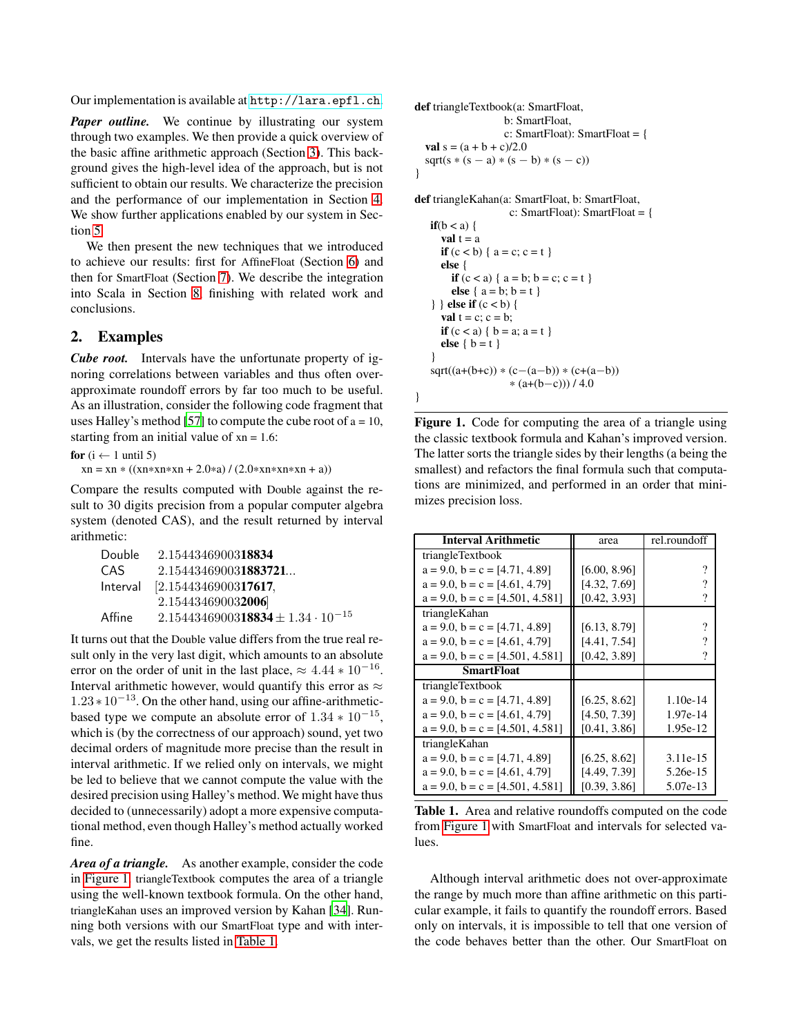Our implementation is available at http://lara.epfl.ch.

***Paper outline.*** We continue by illustrating our system through two examples. We then provide a quick overview of the basic affine arithmetic approach (Section 3). This background gives the high-level idea of the approach, but is not sufficient to obtain our results. We characterize the precision and the performance of our implementation in Section 4. We show further applications enabled by our system in Section 5.

We then present the new techniques that we introduced to achieve our results: first for AffineFloat (Section 6) and then for SmartFloat (Section 7). We describe the integration into Scala in Section 8, finishing with related work and conclusions.

## 2. Examples

***Cube root.*** Intervals have the unfortunate property of ignoring correlations between variables and thus often over-approximate roundoff errors by far too much to be useful. As an illustration, consider the following code fragment that uses Halley's method [57] to compute the cube root of a = 10, starting from an initial value of xn = 1.6:

```
for (i ← 1 until 5)
  xn = xn ∗ ((xn∗xn∗xn + 2.0∗a) / (2.0∗xn∗xn∗xn + a))
```

Compare the results computed with Double against the result to 30 digits precision from a popular computer algebra system (denoted CAS), and the result returned by interval arithmetic:

| | |
|---|---|
| Double | 2.15443469003**18834** |
| CAS | 2.15443469003**1883721**... |
| Interval | [2.15443469003**17617**, 2.15443469003**2006**] |
| Affine | 2.15443469003**18834** $\pm 1.34 \cdot 10^{-15}$ |

It turns out that the Double value differs from the true real result only in the very last digit, which amounts to an absolute error on the order of unit in the last place, $\approx 4.44 * 10^{-16}$. Interval arithmetic however, would quantify this error as $\approx 1.23 * 10^{-13}$. On the other hand, using our affine-arithmetic-based type we compute an absolute error of $1.34 * 10^{-15}$, which is (by the correctness of our approach) sound, yet two decimal orders of magnitude more precise than the result in interval arithmetic. If we relied only on intervals, we might be led to believe that we cannot compute the value with the desired precision using Halley's method. We might have thus decided to (unnecessarily) adopt a more expensive computational method, even though Halley's method actually worked fine.

***Area of a triangle.*** As another example, consider the code in Figure 1. triangleTextbook computes the area of a triangle using the well-known textbook formula. On the other hand, triangleKahan uses an improved version by Kahan [34]. Running both versions with our SmartFloat type and with intervals, we get the results listed in Table 1.

```
def triangleTextbook(a: SmartFloat,
                     b: SmartFloat,
                     c: SmartFloat): SmartFloat = {
  val s = (a + b + c)/2.0
  sqrt(s ∗ (s − a) ∗ (s − b) ∗ (s − c))
}

def triangleKahan(a: SmartFloat, b: SmartFloat,
                  c: SmartFloat): SmartFloat = {
  if(b < a) {
    val t = a
    if (c < b) { a = c; c = t }
    else {
      if (c < a) { a = b; b = c; c = t }
      else { a = b; b = t }
  } } else if (c < b) {
    val t = c; c = b;
    if (c < a) { b = a; a = t }
    else { b = t }
  }
  sqrt((a+(b+c)) ∗ (c−(a−b)) ∗ (c+(a−b))
                 ∗ (a+(b−c))) / 4.0
}
```

**Figure 1.** Code for computing the area of a triangle using the classic textbook formula and Kahan's improved version. The latter sorts the triangle sides by their lengths (a being the smallest) and refactors the final formula such that computations are minimized, and performed in an order that minimizes precision loss.

| **Interval Arithmetic** | area | rel.roundoff |
|---|---|---|
| triangleTextbook | | |
| a = 9.0, b = c = [4.71, 4.89] | [6.00, 8.96] | ? |
| a = 9.0, b = c = [4.61, 4.79] | [4.32, 7.69] | ? |
| a = 9.0, b = c = [4.501, 4.581] | [0.42, 3.93] | ? |
| triangleKahan | | |
| a = 9.0, b = c = [4.71, 4.89] | [6.13, 8.79] | ? |
| a = 9.0, b = c = [4.61, 4.79] | [4.41, 7.54] | ? |
| a = 9.0, b = c = [4.501, 4.581] | [0.42, 3.89] | ? |
| **SmartFloat** | | |
| triangleTextbook | | |
| a = 9.0, b = c = [4.71, 4.89] | [6.25, 8.62] | 1.10e-14 |
| a = 9.0, b = c = [4.61, 4.79] | [4.50, 7.39] | 1.97e-14 |
| a = 9.0, b = c = [4.501, 4.581] | [0.41, 3.86] | 1.95e-12 |
| triangleKahan | | |
| a = 9.0, b = c = [4.71, 4.89] | [6.25, 8.62] | 3.11e-15 |
| a = 9.0, b = c = [4.61, 4.79] | [4.49, 7.39] | 5.26e-15 |
| a = 9.0, b = c = [4.501, 4.581] | [0.39, 3.86] | 5.07e-13 |

**Table 1.** Area and relative roundoffs computed on the code from Figure 1 with SmartFloat and intervals for selected values.

Although interval arithmetic does not over-approximate the range by much more than affine arithmetic on this particular example, it fails to quantify the roundoff errors. Based only on intervals, it is impossible to tell that one version of the code behaves better than the other. Our SmartFloat on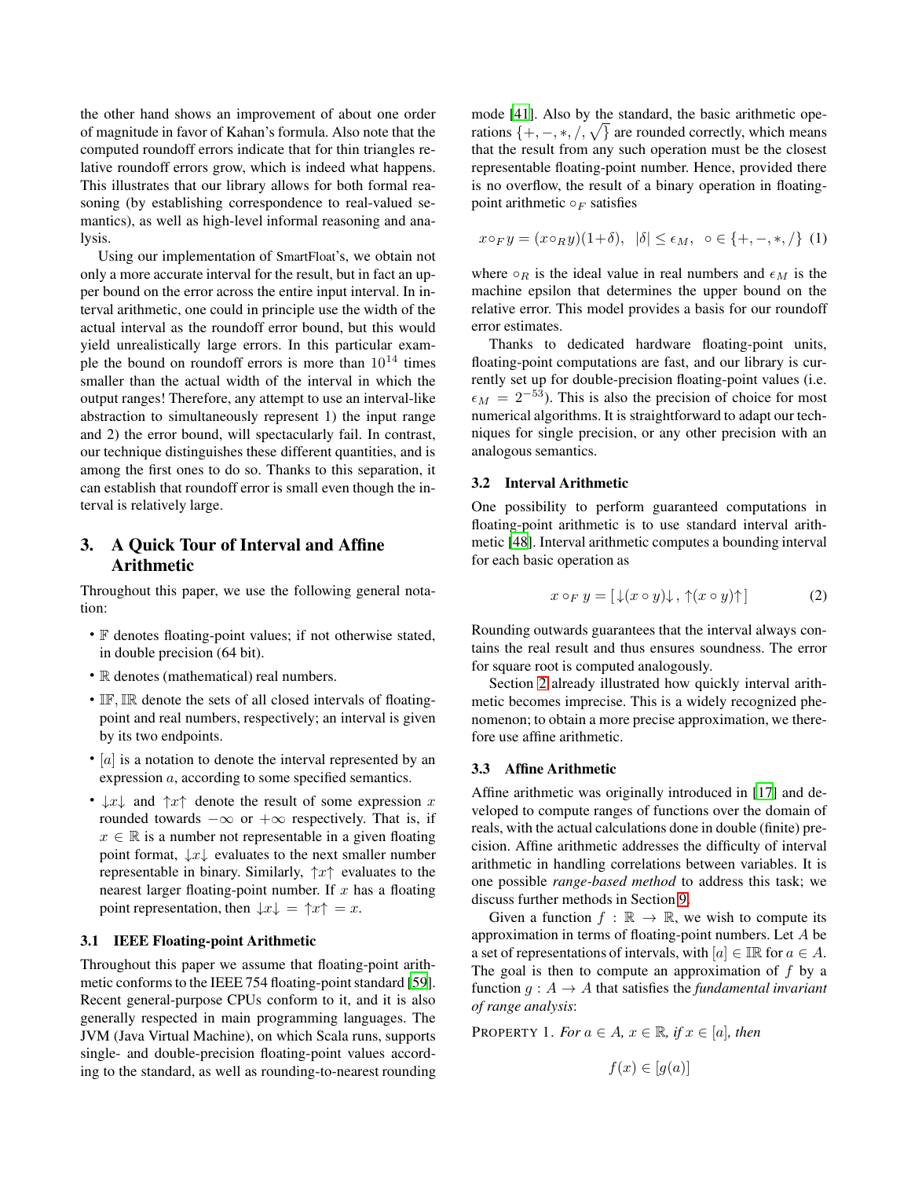the other hand shows an improvement of about one order of magnitude in favor of Kahan's formula. Also note that the computed roundoff errors indicate that for thin triangles relative roundoff errors grow, which is indeed what happens. This illustrates that our library allows for both formal reasoning (by establishing correspondence to real-valued semantics), as well as high-level informal reasoning and analysis.

Using our implementation of SmartFloat's, we obtain not only a more accurate interval for the result, but in fact an upper bound on the error across the entire input interval. In interval arithmetic, one could in principle use the width of the actual interval as the roundoff error bound, but this would yield unrealistically large errors. In this particular example the bound on roundoff errors is more than $10^{14}$ times smaller than the actual width of the interval in which the output ranges! Therefore, any attempt to use an interval-like abstraction to simultaneously represent 1) the input range and 2) the error bound, will spectacularly fail. In contrast, our technique distinguishes these different quantities, and is among the first ones to do so. Thanks to this separation, it can establish that roundoff error is small even though the interval is relatively large.

## 3. A Quick Tour of Interval and Affine Arithmetic

Throughout this paper, we use the following general notation:

- $\mathbb{F}$ denotes floating-point values; if not otherwise stated, in double precision (64 bit).
- $\mathbb{R}$ denotes (mathematical) real numbers.
- $\mathbb{IF}, \mathbb{IR}$ denote the sets of all closed intervals of floating-point and real numbers, respectively; an interval is given by its two endpoints.
- $[a]$ is a notation to denote the interval represented by an expression $a$, according to some specified semantics.
- $\downarrow x \downarrow$ and $\uparrow x \uparrow$ denote the result of some expression $x$ rounded towards $-\infty$ or $+\infty$ respectively. That is, if $x \in \mathbb{R}$ is a number not representable in a given floating point format, $\downarrow x \downarrow$ evaluates to the next smaller number representable in binary. Similarly, $\uparrow x \uparrow$ evaluates to the nearest larger floating-point number. If $x$ has a floating point representation, then $\downarrow x \downarrow = \uparrow x \uparrow = x$.

### 3.1 IEEE Floating-point Arithmetic

Throughout this paper we assume that floating-point arithmetic conforms to the IEEE 754 floating-point standard [59]. Recent general-purpose CPUs conform to it, and it is also generally respected in main programming languages. The JVM (Java Virtual Machine), on which Scala runs, supports single- and double-precision floating-point values according to the standard, as well as rounding-to-nearest rounding mode [41]. Also by the standard, the basic arithmetic operations $\{+, -, *, /, \sqrt{}\}$ are rounded correctly, which means that the result from any such operation must be the closest representable floating-point number. Hence, provided there is no overflow, the result of a binary operation in floating-point arithmetic $\circ_F$ satisfies

$$x \circ_F y = (x \circ_R y)(1+\delta), \quad |\delta| \leq \epsilon_M, \quad \circ \in \{+, -, *, /\} \quad (1)$$

where $\circ_R$ is the ideal value in real numbers and $\epsilon_M$ is the machine epsilon that determines the upper bound on the relative error. This model provides a basis for our roundoff error estimates.

Thanks to dedicated hardware floating-point units, floating-point computations are fast, and our library is currently set up for double-precision floating-point values (i.e. $\epsilon_M = 2^{-53}$). This is also the precision of choice for most numerical algorithms. It is straightforward to adapt our techniques for single precision, or any other precision with an analogous semantics.

### 3.2 Interval Arithmetic

One possibility to perform guaranteed computations in floating-point arithmetic is to use standard interval arithmetic [48]. Interval arithmetic computes a bounding interval for each basic operation as

$$x \circ_F y = [\downarrow (x \circ y) \downarrow, \uparrow (x \circ y) \uparrow] \quad (2)$$

Rounding outwards guarantees that the interval always contains the real result and thus ensures soundness. The error for square root is computed analogously.

Section 2 already illustrated how quickly interval arithmetic becomes imprecise. This is a widely recognized phenomenon; to obtain a more precise approximation, we therefore use affine arithmetic.

### 3.3 Affine Arithmetic

Affine arithmetic was originally introduced in [17] and developed to compute ranges of functions over the domain of reals, with the actual calculations done in double (finite) precision. Affine arithmetic addresses the difficulty of interval arithmetic in handling correlations between variables. It is one possible *range-based method* to address this task; we discuss further methods in Section 9.

Given a function $f : \mathbb{R} \to \mathbb{R}$, we wish to compute its approximation in terms of floating-point numbers. Let $A$ be a set of representations of intervals, with $[a] \in \mathbb{IR}$ for $a \in A$. The goal is then to compute an approximation of $f$ by a function $g : A \to A$ that satisfies the *fundamental invariant of range analysis*:

PROPERTY 1. *For $a \in A$, $x \in \mathbb{R}$, if $x \in [a]$, then*

$$f(x) \in [g(a)]$$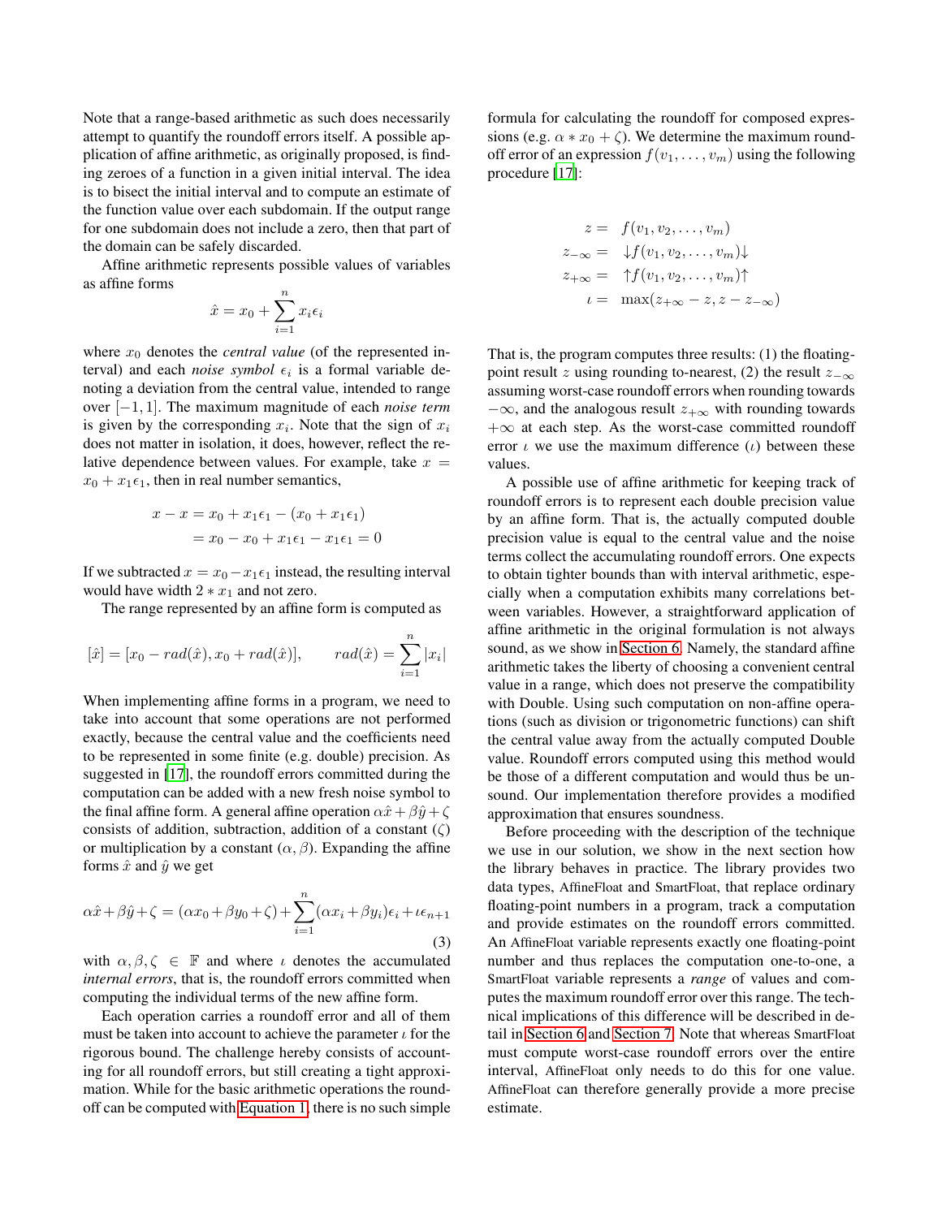Note that a range-based arithmetic as such does necessarily attempt to quantify the roundoff errors itself. A possible application of affine arithmetic, as originally proposed, is finding zeroes of a function in a given initial interval. The idea is to bisect the initial interval and to compute an estimate of the function value over each subdomain. If the output range for one subdomain does not include a zero, then that part of the domain can be safely discarded.

Affine arithmetic represents possible values of variables as affine forms

$$\hat{x} = x_0 + \sum_{i=1}^{n} x_i \epsilon_i$$

where $x_0$ denotes the *central value* (of the represented interval) and each *noise symbol* $\epsilon_i$ is a formal variable denoting a deviation from the central value, intended to range over $[-1, 1]$. The maximum magnitude of each *noise term* is given by the corresponding $x_i$. Note that the sign of $x_i$ does not matter in isolation, it does, however, reflect the relative dependence between values. For example, take $x = x_0 + x_1\epsilon_1$, then in real number semantics,

$$\begin{aligned} x - x &= x_0 + x_1\epsilon_1 - (x_0 + x_1\epsilon_1) \\ &= x_0 - x_0 + x_1\epsilon_1 - x_1\epsilon_1 = 0 \end{aligned}$$

If we subtracted $x = x_0 - x_1\epsilon_1$ instead, the resulting interval would have width $2 * x_1$ and not zero.

The range represented by an affine form is computed as

$$[\hat{x}] = [x_0 - rad(\hat{x}), x_0 + rad(\hat{x})], \qquad rad(\hat{x}) = \sum_{i=1}^{n} |x_i|$$

When implementing affine forms in a program, we need to take into account that some operations are not performed exactly, because the central value and the coefficients need to be represented in some finite (e.g. double) precision. As suggested in [17], the roundoff errors committed during the computation can be added with a new fresh noise symbol to the final affine form. A general affine operation $\alpha\hat{x} + \beta\hat{y} + \zeta$ consists of addition, subtraction, addition of a constant ($\zeta$) or multiplication by a constant ($\alpha, \beta$). Expanding the affine forms $\hat{x}$ and $\hat{y}$ we get

$$\alpha\hat{x} + \beta\hat{y} + \zeta = (\alpha x_0 + \beta y_0 + \zeta) + \sum_{i=1}^{n} (\alpha x_i + \beta y_i)\epsilon_i + \iota\epsilon_{n+1} \tag{3}$$

with $\alpha, \beta, \zeta \in \mathbb{F}$ and where $\iota$ denotes the accumulated *internal errors*, that is, the roundoff errors committed when computing the individual terms of the new affine form.

Each operation carries a roundoff error and all of them must be taken into account to achieve the parameter $\iota$ for the rigorous bound. The challenge hereby consists of accounting for all roundoff errors, but still creating a tight approximation. While for the basic arithmetic operations the roundoff can be computed with Equation 1, there is no such simple formula for calculating the roundoff for composed expressions (e.g. $\alpha * x_0 + \zeta$). We determine the maximum roundoff error of an expression $f(v_1, \dots, v_m)$ using the following procedure [17]:

$$\begin{aligned} z &= f(v_1, v_2, \dots, v_m) \\ z_{-\infty} &= \downarrow f(v_1, v_2, \dots, v_m) \downarrow \\ z_{+\infty} &= \uparrow f(v_1, v_2, \dots, v_m) \uparrow \\ \iota &= \max(z_{+\infty} - z, z - z_{-\infty}) \end{aligned}$$

That is, the program computes three results: (1) the floating-point result $z$ using rounding to-nearest, (2) the result $z_{-\infty}$ assuming worst-case roundoff errors when rounding towards $-\infty$, and the analogous result $z_{+\infty}$ with rounding towards $+\infty$ at each step. As the worst-case committed roundoff error $\iota$ we use the maximum difference ($\iota$) between these values.

A possible use of affine arithmetic for keeping track of roundoff errors is to represent each double precision value by an affine form. That is, the actually computed double precision value is equal to the central value and the noise terms collect the accumulating roundoff errors. One expects to obtain tighter bounds than with interval arithmetic, especially when a computation exhibits many correlations between variables. However, a straightforward application of affine arithmetic in the original formulation is not always sound, as we show in Section 6. Namely, the standard affine arithmetic takes the liberty of choosing a convenient central value in a range, which does not preserve the compatibility with Double. Using such computation on non-affine operations (such as division or trigonometric functions) can shift the central value away from the actually computed Double value. Roundoff errors computed using this method would be those of a different computation and would thus be unsound. Our implementation therefore provides a modified approximation that ensures soundness.

Before proceeding with the description of the technique we use in our solution, we show in the next section how the library behaves in practice. The library provides two data types, AffineFloat and SmartFloat, that replace ordinary floating-point numbers in a program, track a computation and provide estimates on the roundoff errors committed. An AffineFloat variable represents exactly one floating-point number and thus replaces the computation one-to-one, a SmartFloat variable represents a *range* of values and computes the maximum roundoff error over this range. The technical implications of this difference will be described in detail in Section 6 and Section 7. Note that whereas SmartFloat must compute worst-case roundoff errors over the entire interval, AffineFloat only needs to do this for one value. AffineFloat can therefore generally provide a more precise estimate.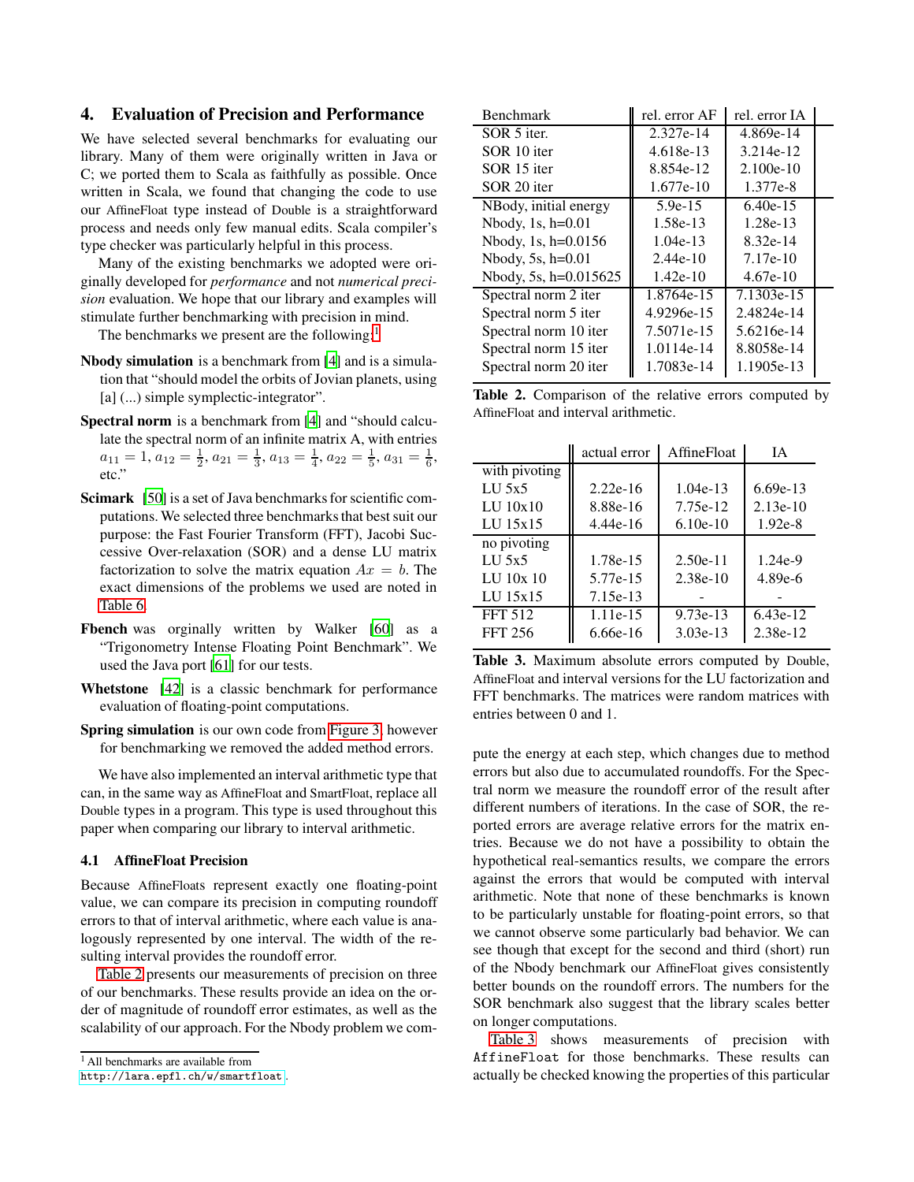## 4. Evaluation of Precision and Performance

We have selected several benchmarks for evaluating our library. Many of them were originally written in Java or C; we ported them to Scala as faithfully as possible. Once written in Scala, we found that changing the code to use our AffineFloat type instead of Double is a straightforward process and needs only few manual edits. Scala compiler's type checker was particularly helpful in this process.

Many of the existing benchmarks we adopted were originally developed for *performance* and not *numerical precision* evaluation. We hope that our library and examples will stimulate further benchmarking with precision in mind.

The benchmarks we present are the following:[1]

**Nbody simulation** is a benchmark from [4] and is a simulation that "should model the orbits of Jovian planets, using [a] (...) simple symplectic-integrator".

**Spectral norm** is a benchmark from [4] and "should calculate the spectral norm of an infinite matrix A, with entries $a_{11} = 1, a_{12} = \frac{1}{2}, a_{21} = \frac{1}{3}, a_{13} = \frac{1}{4}, a_{22} = \frac{1}{5}, a_{31} = \frac{1}{6}$, etc."

**Scimark** [50] is a set of Java benchmarks for scientific computations. We selected three benchmarks that best suit our purpose: the Fast Fourier Transform (FFT), Jacobi Successive Over-relaxation (SOR) and a dense LU matrix factorization to solve the matrix equation $Ax = b$. The exact dimensions of the problems we used are noted in Table 6.

**Fbench** was orginally written by Walker [60] as a "Trigonometry Intense Floating Point Benchmark". We used the Java port [61] for our tests.

**Whetstone** [42] is a classic benchmark for performance evaluation of floating-point computations.

**Spring simulation** is our own code from Figure 3, however for benchmarking we removed the added method errors.

We have also implemented an interval arithmetic type that can, in the same way as AffineFloat and SmartFloat, replace all Double types in a program. This type is used throughout this paper when comparing our library to interval arithmetic.

### 4.1 AffineFloat Precision

Because AffineFloats represent exactly one floating-point value, we can compare its precision in computing roundoff errors to that of interval arithmetic, where each value is analogously represented by one interval. The width of the resulting interval provides the roundoff error.

Table 2 presents our measurements of precision on three of our benchmarks. These results provide an idea on the order of magnitude of roundoff error estimates, as well as the scalability of our approach. For the Nbody problem we compute the energy at each step, which changes due to method errors but also due to accumulated roundoffs. For the Spectral norm we measure the roundoff error of the result after different numbers of iterations. In the case of SOR, the reported errors are average relative errors for the matrix entries. Because we do not have a possibility to obtain the hypothetical real-semantics results, we compare the errors against the errors that would be computed with interval arithmetic. Note that none of these benchmarks is known to be particularly unstable for floating-point errors, so that we cannot observe some particularly bad behavior. We can see though that except for the second and third (short) run of the Nbody benchmark our AffineFloat gives consistently better bounds on the roundoff errors. The numbers for the SOR benchmark also suggest that the library scales better on longer computations.

| Benchmark | rel. error AF | rel. error IA |
|---|---|---|
| SOR 5 iter. | 2.327e-14 | 4.869e-14 |
| SOR 10 iter | 4.618e-13 | 3.214e-12 |
| SOR 15 iter | 8.854e-12 | 2.100e-10 |
| SOR 20 iter | 1.677e-10 | 1.377e-8 |
| NBody, initial energy | 5.9e-15 | 6.40e-15 |
| Nbody, 1s, h=0.01 | 1.58e-13 | 1.28e-13 |
| Nbody, 1s, h=0.0156 | 1.04e-13 | 8.32e-14 |
| Nbody, 5s, h=0.01 | 2.44e-10 | 7.17e-10 |
| Nbody, 5s, h=0.015625 | 1.42e-10 | 4.67e-10 |
| Spectral norm 2 iter | 1.8764e-15 | 7.1303e-15 |
| Spectral norm 5 iter | 4.9296e-15 | 2.4824e-14 |
| Spectral norm 10 iter | 7.5071e-15 | 5.6216e-14 |
| Spectral norm 15 iter | 1.0114e-14 | 8.8058e-14 |
| Spectral norm 20 iter | 1.7083e-14 | 1.1905e-13 |

**Table 2.** Comparison of the relative errors computed by AffineFloat and interval arithmetic.

| | actual error | AffineFloat | IA |
|---|---|---|---|
| with pivoting | | | |
| LU 5x5 | 2.22e-16 | 1.04e-13 | 6.69e-13 |
| LU 10x10 | 8.88e-16 | 7.75e-12 | 2.13e-10 |
| LU 15x15 | 4.44e-16 | 6.10e-10 | 1.92e-8 |
| no pivoting | | | |
| LU 5x5 | 1.78e-15 | 2.50e-11 | 1.24e-9 |
| LU 10x 10 | 5.77e-15 | 2.38e-10 | 4.89e-6 |
| LU 15x15 | 7.15e-13 | - | - |
| FFT 512 | 1.11e-15 | 9.73e-13 | 6.43e-12 |
| FFT 256 | 6.66e-16 | 3.03e-13 | 2.38e-12 |

**Table 3.** Maximum absolute errors computed by Double, AffineFloat and interval versions for the LU factorization and FFT benchmarks. The matrices were random matrices with entries between 0 and 1.

Table 3 shows measurements of precision with `AffineFloat` for those benchmarks. These results can actually be checked knowing the properties of this particular

[1] All benchmarks are available from http://lara.epfl.ch/w/smartfloat.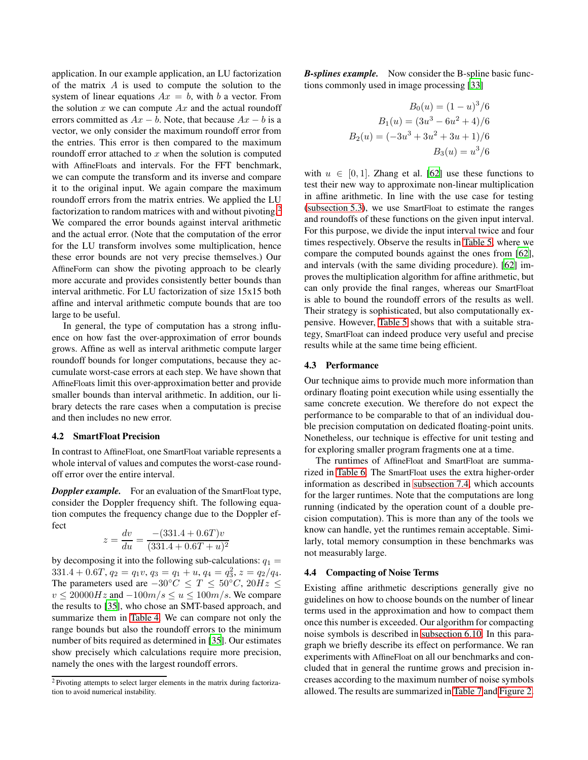application. In our example application, an LU factorization of the matrix $A$ is used to compute the solution to the system of linear equations $Ax = b$, with $b$ a vector. From the solution $x$ we can compute $Ax$ and the actual roundoff errors committed as $Ax - b$. Note, that because $Ax - b$ is a vector, we only consider the maximum roundoff error from the entries. This error is then compared to the maximum roundoff error attached to $x$ when the solution is computed with AffineFloats and intervals. For the FFT benchmark, we can compute the transform and its inverse and compare it to the original input. We again compare the maximum roundoff errors from the matrix entries. We applied the LU factorization to random matrices with and without pivoting.[2] We compared the error bounds against interval arithmetic and the actual error. (Note that the computation of the error for the LU transform involves some multiplication, hence these error bounds are not very precise themselves.) Our AffineForm can show the pivoting approach to be clearly more accurate and provides consistently better bounds than interval arithmetic. For LU factorization of size 15x15 both affine and interval arithmetic compute bounds that are too large to be useful.

In general, the type of computation has a strong influence on how fast the over-approximation of error bounds grows. Affine as well as interval arithmetic compute larger roundoff bounds for longer computations, because they accumulate worst-case errors at each step. We have shown that AffineFloats limit this over-approximation better and provide smaller bounds than interval arithmetic. In addition, our library detects the rare cases when a computation is precise and then includes no new error.

### 4.2 SmartFloat Precision

In contrast to AffineFloat, one SmartFloat variable represents a whole interval of values and computes the worst-case roundoff error over the entire interval.

***Doppler example.*** For an evaluation of the SmartFloat type, consider the Doppler frequency shift. The following equation computes the frequency change due to the Doppler effect

$$z = \frac{dv}{du} = \frac{-(331.4 + 0.6T)v}{(331.4 + 0.6T + u)^2}$$

by decomposing it into the following sub-calculations: $q_1 = 331.4 + 0.6T$, $q_2 = q_1 v$, $q_3 = q_1 + u$, $q_4 = q_3^2$, $z = q_2/q_4$. The parameters used are $-30°C \leq T \leq 50°C$, $20Hz \leq v \leq 20000Hz$ and $-100m/s \leq u \leq 100m/s$. We compare the results to [35], who chose an SMT-based approach, and summarize them in Table 4. We can compare not only the range bounds but also the roundoff errors to the minimum number of bits required as determined in [35]. Our estimates show precisely which calculations require more precision, namely the ones with the largest roundoff errors.

[2] Pivoting attempts to select larger elements in the matrix during factorization to avoid numerical instability.

***B-splines example.*** Now consider the B-spline basic functions commonly used in image processing [33]

$$B_0(u) = (1 - u)^3/6$$
$$B_1(u) = (3u^3 - 6u^2 + 4)/6$$
$$B_2(u) = (-3u^3 + 3u^2 + 3u + 1)/6$$
$$B_3(u) = u^3/6$$

with $u \in [0, 1]$. Zhang et al. [62] use these functions to test their new way to approximate non-linear multiplication in affine arithmetic. In line with the use case for testing (subsection 5.3), we use SmartFloat to estimate the ranges and roundoffs of these functions on the given input interval. For this purpose, we divide the input interval twice and four times respectively. Observe the results in Table 5, where we compare the computed bounds against the ones from [62], and intervals (with the same dividing procedure). [62] improves the multiplication algorithm for affine arithmetic, but can only provide the final ranges, whereas our SmartFloat is able to bound the roundoff errors of the results as well. Their strategy is sophisticated, but also computationally expensive. However, Table 5 shows that with a suitable strategy, SmartFloat can indeed produce very useful and precise results while at the same time being efficient.

### 4.3 Performance

Our technique aims to provide much more information than ordinary floating point execution while using essentially the same concrete execution. We therefore do not expect the performance to be comparable to that of an individual double precision computation on dedicated floating-point units. Nonetheless, our technique is effective for unit testing and for exploring smaller program fragments one at a time.

The runtimes of AffineFloat and SmartFloat are summarized in Table 6. The SmartFloat uses the extra higher-order information as described in subsection 7.4, which accounts for the larger runtimes. Note that the computations are long running (indicated by the operation count of a double precision computation). This is more than any of the tools we know can handle, yet the runtimes remain acceptable. Similarly, total memory consumption in these benchmarks was not measurably large.

### 4.4 Compacting of Noise Terms

Existing affine arithmetic descriptions generally give no guidelines on how to choose bounds on the number of linear terms used in the approximation and how to compact them once this number is exceeded. Our algorithm for compacting noise symbols is described in subsection 6.10. In this paragraph we briefly describe its effect on performance. We ran experiments with AffineFloat on all our benchmarks and concluded that in general the runtime grows and precision increases according to the maximum number of noise symbols allowed. The results are summarized in Table 7 and Figure 2.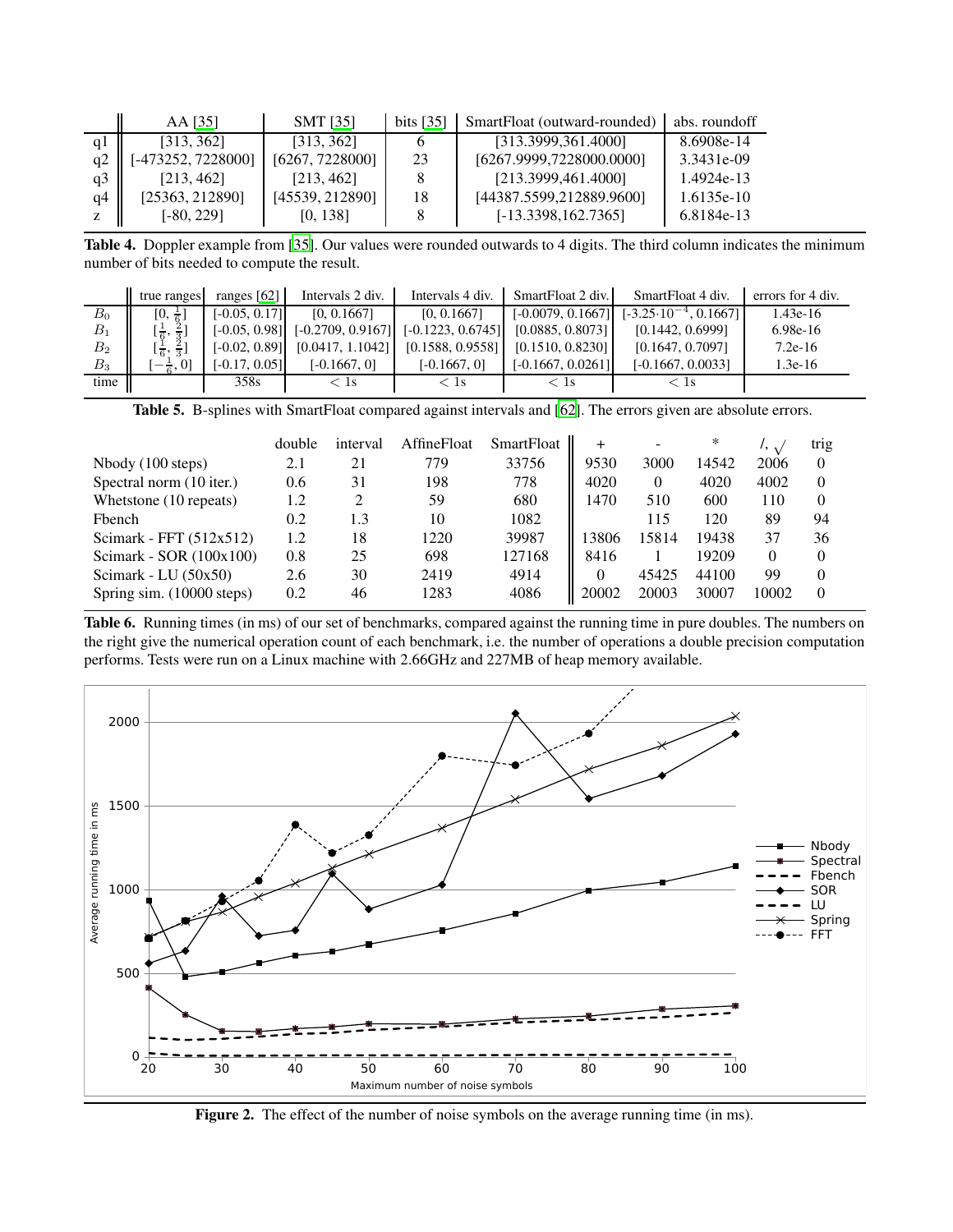| | AA [35] | SMT [35] | bits [35] | SmartFloat (outward-rounded) | abs. roundoff |
|---|---|---|---|---|---|
| q1 | [313, 362] | [313, 362] | 6 | [313.3999,361.4000] | 8.6908e-14 |
| q2 | [-473252, 7228000] | [6267, 7228000] | 23 | [6267.9999,7228000.0000] | 3.3431e-09 |
| q3 | [213, 462] | [213, 462] | 8 | [213.3999,461.4000] | 1.4924e-13 |
| q4 | [25363, 212890] | [45539, 212890] | 18 | [44387.5599,212889.9600] | 1.6135e-10 |
| z | [-80, 229] | [0, 138] | 8 | [-13.3398,162.7365] | 6.8184e-13 |

**Table 4.** Doppler example from [35]. Our values were rounded outwards to 4 digits. The third column indicates the minimum number of bits needed to compute the result.

| | true ranges | ranges [62] | Intervals 2 div. | Intervals 4 div. | SmartFloat 2 div. | SmartFloat 4 div. | errors for 4 div. |
|---|---|---|---|---|---|---|---|
| $B_0$ | $[0, \frac{1}{6}]$ | [-0.05, 0.17] | [0, 0.1667] | [0, 0.1667] | [-0.0079, 0.1667] | $[-3.25 \cdot 10^{-4}, 0.1667]$ | 1.43e-16 |
| $B_1$ | $[\frac{1}{6}, \frac{2}{3}]$ | [-0.05, 0.98] | [-0.2709, 0.9167] | [-0.1223, 0.6745] | [0.0885, 0.8073] | [0.1442, 0.6999] | 6.98e-16 |
| $B_2$ | $[\frac{1}{6}, \frac{2}{3}]$ | [-0.02, 0.89] | [0.0417, 1.1042] | [0.1588, 0.9558] | [0.1510, 0.8230] | [0.1647, 0.7097] | 7.2e-16 |
| $B_3$ | $[-\frac{1}{6}, 0]$ | [-0.17, 0.05] | [-0.1667, 0] | [-0.1667, 0] | [-0.1667, 0.0261] | [-0.1667, 0.0033] | 1.3e-16 |
| time | | 358s | $< 1$s | $< 1$s | $< 1$s | $< 1$s | |

**Table 5.** B-splines with SmartFloat compared against intervals and [62]. The errors given are absolute errors.

| | double | interval | AffineFloat | SmartFloat | + | - | * | /, $\sqrt{}$ | trig |
|---|---|---|---|---|---|---|---|---|---|
| Nbody (100 steps) | 2.1 | 21 | 779 | 33756 | 9530 | 3000 | 14542 | 2006 | 0 |
| Spectral norm (10 iter.) | 0.6 | 31 | 198 | 778 | 4020 | 0 | 4020 | 4002 | 0 |
| Whetstone (10 repeats) | 1.2 | 2 | 59 | 680 | 1470 | 510 | 600 | 110 | 0 |
| Fbench | 0.2 | 1.3 | 10 | 1082 | | 115 | 120 | 89 | 94 |
| Scimark - FFT (512x512) | 1.2 | 18 | 1220 | 39987 | 13806 | 15814 | 19438 | 37 | 36 |
| Scimark - SOR (100x100) | 0.8 | 25 | 698 | 127168 | 8416 | 1 | 19209 | 0 | 0 |
| Scimark - LU (50x50) | 2.6 | 30 | 2419 | 4914 | 0 | 45425 | 44100 | 99 | 0 |
| Spring sim. (10000 steps) | 0.2 | 46 | 1283 | 4086 | 20002 | 20003 | 30007 | 10002 | 0 |

**Table 6.** Running times (in ms) of our set of benchmarks, compared against the running time in pure doubles. The numbers on the right give the numerical operation count of each benchmark, i.e. the number of operations a double precision computation performs. Tests were run on a Linux machine with 2.66GHz and 227MB of heap memory available.

**Figure 2.** The effect of the number of noise symbols on the average running time (in ms).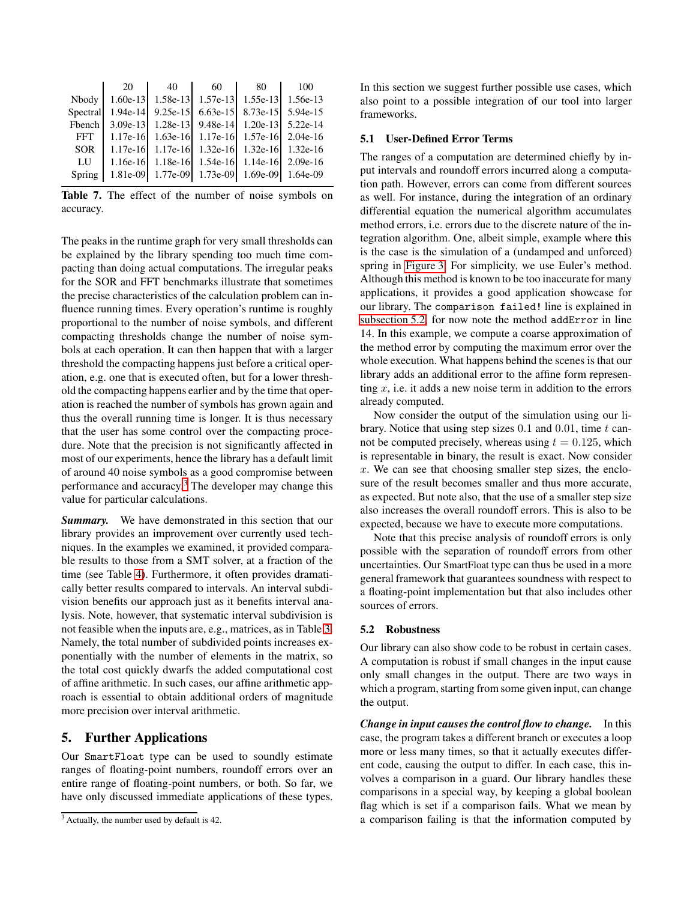| | 20 | 40 | 60 | 80 | 100 |
|---|---|---|---|---|---|
| Nbody | 1.60e-13 | 1.58e-13 | 1.57e-13 | 1.55e-13 | 1.56e-13 |
| Spectral | 1.94e-14 | 9.25e-15 | 6.63e-15 | 8.73e-15 | 5.94e-15 |
| Fbench | 3.09e-13 | 1.28e-13 | 9.48e-14 | 1.20e-13 | 5.22e-14 |
| FFT | 1.17e-16 | 1.63e-16 | 1.17e-16 | 1.57e-16 | 2.04e-16 |
| SOR | 1.17e-16 | 1.17e-16 | 1.32e-16 | 1.32e-16 | 1.32e-16 |
| LU | 1.16e-16 | 1.18e-16 | 1.54e-16 | 1.14e-16 | 2.09e-16 |
| Spring | 1.81e-09 | 1.77e-09 | 1.73e-09 | 1.69e-09 | 1.64e-09 |

**Table 7.** The effect of the number of noise symbols on accuracy.

The peaks in the runtime graph for very small thresholds can be explained by the library spending too much time compacting than doing actual computations. The irregular peaks for the SOR and FFT benchmarks illustrate that sometimes the precise characteristics of the calculation problem can influence running times. Every operation's runtime is roughly proportional to the number of noise symbols, and different compacting thresholds change the number of noise symbols at each operation. It can then happen that with a larger threshold the compacting happens just before a critical operation, e.g. one that is executed often, but for a lower threshold the compacting happens earlier and by the time that operation is reached the number of symbols has grown again and thus the overall running time is longer. It is thus necessary that the user has some control over the compacting procedure. Note that the precision is not significantly affected in most of our experiments, hence the library has a default limit of around 40 noise symbols as a good compromise between performance and accuracy.[3] The developer may change this value for particular calculations.

***Summary.*** We have demonstrated in this section that our library provides an improvement over currently used techniques. In the examples we examined, it provided comparable results to those from a SMT solver, at a fraction of the time (see Table 4). Furthermore, it often provides dramatically better results compared to intervals. An interval subdivision benefits our approach just as it benefits interval analysis. Note, however, that systematic interval subdivision is not feasible when the inputs are, e.g., matrices, as in Table 3. Namely, the total number of subdivided points increases exponentially with the number of elements in the matrix, so the total cost quickly dwarfs the added computational cost of affine arithmetic. In such cases, our affine arithmetic approach is essential to obtain additional orders of magnitude more precision over interval arithmetic.

## 5. Further Applications

Our `SmartFloat` type can be used to soundly estimate ranges of floating-point numbers, roundoff errors over an entire range of floating-point numbers, or both. So far, we have only discussed immediate applications of these types. In this section we suggest further possible use cases, which also point to a possible integration of our tool into larger frameworks.

### 5.1 User-Defined Error Terms

The ranges of a computation are determined chiefly by input intervals and roundoff errors incurred along a computation path. However, errors can come from different sources as well. For instance, during the integration of an ordinary differential equation the numerical algorithm accumulates method errors, i.e. errors due to the discrete nature of the integration algorithm. One, albeit simple, example where this is the case is the simulation of a (undamped and unforced) spring in Figure 3. For simplicity, we use Euler's method. Although this method is known to be too inaccurate for many applications, it provides a good application showcase for our library. The `comparison failed!` line is explained in subsection 5.2, for now note the method `addError` in line 14. In this example, we compute a coarse approximation of the method error by computing the maximum error over the whole execution. What happens behind the scenes is that our library adds an additional error to the affine form representing $x$, i.e. it adds a new noise term in addition to the errors already computed.

Now consider the output of the simulation using our library. Notice that using step sizes $0.1$ and $0.01$, time $t$ cannot be computed precisely, whereas using $t = 0.125$, which is representable in binary, the result is exact. Now consider $x$. We can see that choosing smaller step sizes, the enclosure of the result becomes smaller and thus more accurate, as expected. But note also, that the use of a smaller step size also increases the overall roundoff errors. This is also to be expected, because we have to execute more computations.

Note that this precise analysis of roundoff errors is only possible with the separation of roundoff errors from other uncertainties. Our SmartFloat type can thus be used in a more general framework that guarantees soundness with respect to a floating-point implementation but that also includes other sources of errors.

### 5.2 Robustness

Our library can also show code to be robust in certain cases. A computation is robust if small changes in the input cause only small changes in the output. There are two ways in which a program, starting from some given input, can change the output.

***Change in input causes the control flow to change.*** In this case, the program takes a different branch or executes a loop more or less many times, so that it actually executes different code, causing the output to differ. In each case, this involves a comparison in a guard. Our library handles these comparisons in a special way, by keeping a global boolean flag which is set if a comparison fails. What we mean by a comparison failing is that the information computed by

[3] Actually, the number used by default is 42.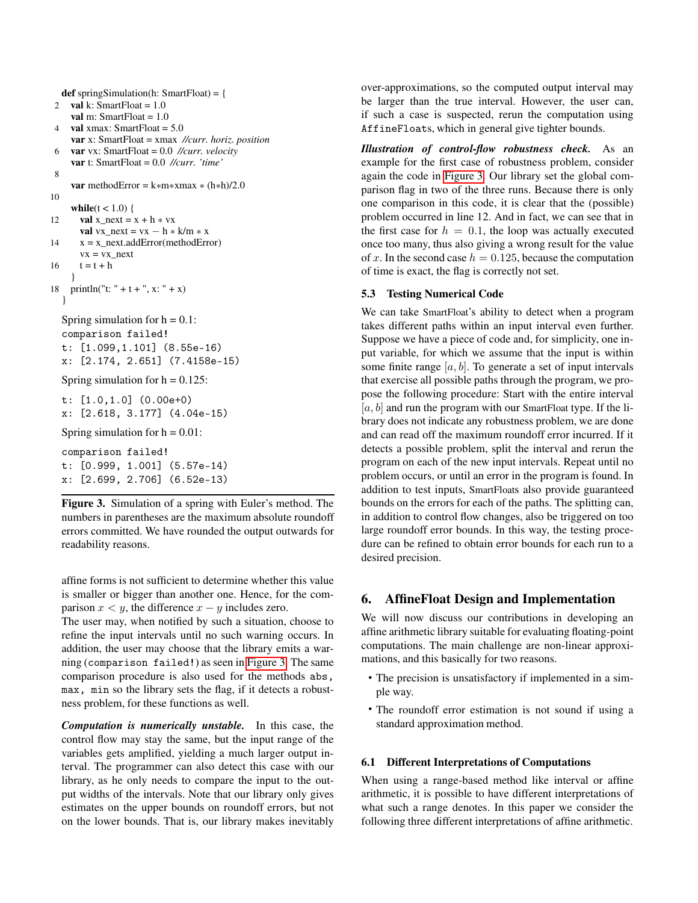```
def springSimulation(h: SmartFloat) = {
  val k: SmartFloat = 1.0
  val m: SmartFloat = 1.0
  val xmax: SmartFloat = 5.0
  var x: SmartFloat = xmax  //curr. horiz. position
  var vx: SmartFloat = 0.0  //curr. velocity
  var t: SmartFloat = 0.0  //curr. 'time'

  var methodError = k*m*xmax * (h*h)/2.0

  while(t < 1.0) {
    val x_next = x + h * vx
    val vx_next = vx − h * k/m * x
    x = x_next.addError(methodError)
    vx = vx_next
    t = t + h
  }
  println("t: " + t + ", x: " + x)
}
```

Spring simulation for h = 0.1:

```
comparison failed!
t: [1.099,1.101] (8.55e-16)
x: [2.174, 2.651] (7.4158e-15)
```

Spring simulation for h = 0.125:

```
t: [1.0,1.0] (0.00e+0)
x: [2.618, 3.177] (4.04e-15)
```

Spring simulation for h = 0.01:

```
comparison failed!
t: [0.999, 1.001] (5.57e-14)
x: [2.699, 2.706] (6.52e-13)
```

**Figure 3.** Simulation of a spring with Euler's method. The numbers in parentheses are the maximum absolute roundoff errors committed. We have rounded the output outwards for readability reasons.

affine forms is not sufficient to determine whether this value is smaller or bigger than another one. Hence, for the comparison $x < y$, the difference $x - y$ includes zero.
The user may, when notified by such a situation, choose to refine the input intervals until no such warning occurs. In addition, the user may choose that the library emits a warning (`comparison failed!`) as seen in Figure 3. The same comparison procedure is also used for the methods `abs`, `max`, `min` so the library sets the flag, if it detects a robustness problem, for these functions as well.

***Computation is numerically unstable.*** In this case, the control flow may stay the same, but the input range of the variables gets amplified, yielding a much larger output interval. The programmer can also detect this case with our library, as he only needs to compare the input to the output widths of the intervals. Note that our library only gives estimates on the upper bounds on roundoff errors, but not on the lower bounds. That is, our library makes inevitably over-approximations, so the computed output interval may be larger than the true interval. However, the user can, if such a case is suspected, rerun the computation using `AffineFloats`, which in general give tighter bounds.

***Illustration of control-flow robustness check.*** As an example for the first case of robustness problem, consider again the code in Figure 3. Our library set the global comparison flag in two of the three runs. Because there is only one comparison in this code, it is clear that the (possible) problem occurred in line 12. And in fact, we can see that in the first case for $h = 0.1$, the loop was actually executed once too many, thus also giving a wrong result for the value of $x$. In the second case $h = 0.125$, because the computation of time is exact, the flag is correctly not set.

### 5.3 Testing Numerical Code

We can take SmartFloat's ability to detect when a program takes different paths within an input interval even further. Suppose we have a piece of code and, for simplicity, one input variable, for which we assume that the input is within some finite range $[a, b]$. To generate a set of input intervals that exercise all possible paths through the program, we propose the following procedure: Start with the entire interval $[a, b]$ and run the program with our SmartFloat type. If the library does not indicate any robustness problem, we are done and can read off the maximum roundoff error incurred. If it detects a possible problem, split the interval and rerun the program on each of the new input intervals. Repeat until no problem occurs, or until an error in the program is found. In addition to test inputs, SmartFloats also provide guaranteed bounds on the errors for each of the paths. The splitting can, in addition to control flow changes, also be triggered on too large roundoff error bounds. In this way, the testing procedure can be refined to obtain error bounds for each run to a desired precision.

## 6. AffineFloat Design and Implementation

We will now discuss our contributions in developing an affine arithmetic library suitable for evaluating floating-point computations. The main challenge are non-linear approximations, and this basically for two reasons.

- The precision is unsatisfactory if implemented in a simple way.
- The roundoff error estimation is not sound if using a standard approximation method.

### 6.1 Different Interpretations of Computations

When using a range-based method like interval or affine arithmetic, it is possible to have different interpretations of what such a range denotes. In this paper we consider the following three different interpretations of affine arithmetic.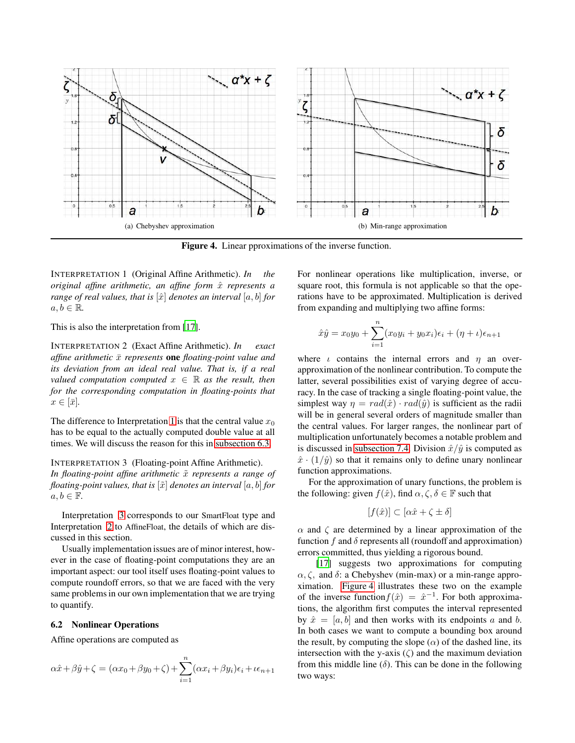(a) Chebyshev approximation

(b) Min-range approximation

**Figure 4.** Linear pproximations of the inverse function.

INTERPRETATION 1 (Original Affine Arithmetic). *In the original affine arithmetic, an affine form $\hat{x}$ represents a range of real values, that is $[\hat{x}]$ denotes an interval $[a, b]$ for $a, b \in \mathbb{R}$.*

This is also the interpretation from [17].

INTERPRETATION 2 (Exact Affine Arithmetic). *In exact affine arithmetic $\bar{x}$ represents* **one** *floating-point value and its deviation from an ideal real value. That is, if a real valued computation computed $x \in \mathbb{R}$ as the result, then for the corresponding computation in floating-points that $x \in [\bar{x}]$.*

The difference to Interpretation 1 is that the central value $x_0$ has to be equal to the actually computed double value at all times. We will discuss the reason for this in subsection 6.3.

INTERPRETATION 3 (Floating-point Affine Arithmetic). *In floating-point affine arithmetic $\tilde{x}$ represents a range of floating-point values, that is $[\tilde{x}]$ denotes an interval $[a, b]$ for $a, b \in \mathbb{F}$.*

Interpretation 3 corresponds to our SmartFloat type and Interpretation 2 to AffineFloat, the details of which are discussed in this section.

Usually implementation issues are of minor interest, however in the case of floating-point computations they are an important aspect: our tool itself uses floating-point values to compute roundoff errors, so that we are faced with the very same problems in our own implementation that we are trying to quantify.

### 6.2 Nonlinear Operations

Affine operations are computed as

$$\alpha\hat{x} + \beta\hat{y} + \zeta = (\alpha x_0 + \beta y_0 + \zeta) + \sum_{i=1}^{n}(\alpha x_i + \beta y_i)\epsilon_i + \iota\epsilon_{n+1}$$

For nonlinear operations like multiplication, inverse, or square root, this formula is not applicable so that the operations have to be approximated. Multiplication is derived from expanding and multiplying two affine forms:

$$\hat{x}\hat{y} = x_0 y_0 + \sum_{i=1}^{n}(x_0 y_i + y_0 x_i)\epsilon_i + (\eta + \iota)\epsilon_{n+1}$$

where $\iota$ contains the internal errors and $\eta$ an over-approximation of the nonlinear contribution. To compute the latter, several possibilities exist of varying degree of accuracy. In the case of tracking a single floating-point value, the simplest way $\eta = rad(\hat{x}) \cdot rad(\hat{y})$ is sufficient as the radii will be in general several orders of magnitude smaller than the central values. For larger ranges, the nonlinear part of multiplication unfortunately becomes a notable problem and is discussed in subsection 7.4. Division $\hat{x}/\hat{y}$ is computed as $\hat{x} \cdot (1/\hat{y})$ so that it remains only to define unary nonlinear function approximations.

For the approximation of unary functions, the problem is the following: given $f(\hat{x})$, find $\alpha, \zeta, \delta \in \mathbb{F}$ such that

$$[f(\hat{x})] \subset [\alpha\hat{x} + \zeta \pm \delta]$$

$\alpha$ and $\zeta$ are determined by a linear approximation of the function $f$ and $\delta$ represents all (roundoff and approximation) errors committed, thus yielding a rigorous bound.

[17] suggests two approximations for computing $\alpha, \zeta,$ and $\delta$: a Chebyshev (min-max) or a min-range approximation. Figure 4 illustrates these two on the example of the inverse function $f(\hat{x}) = \hat{x}^{-1}$. For both approximations, the algorithm first computes the interval represented by $\hat{x} = [a, b]$ and then works with its endpoints $a$ and $b$. In both cases we want to compute a bounding box around the result, by computing the slope ($\alpha$) of the dashed line, its intersection with the y-axis ($\zeta$) and the maximum deviation from this middle line ($\delta$). This can be done in the following two ways: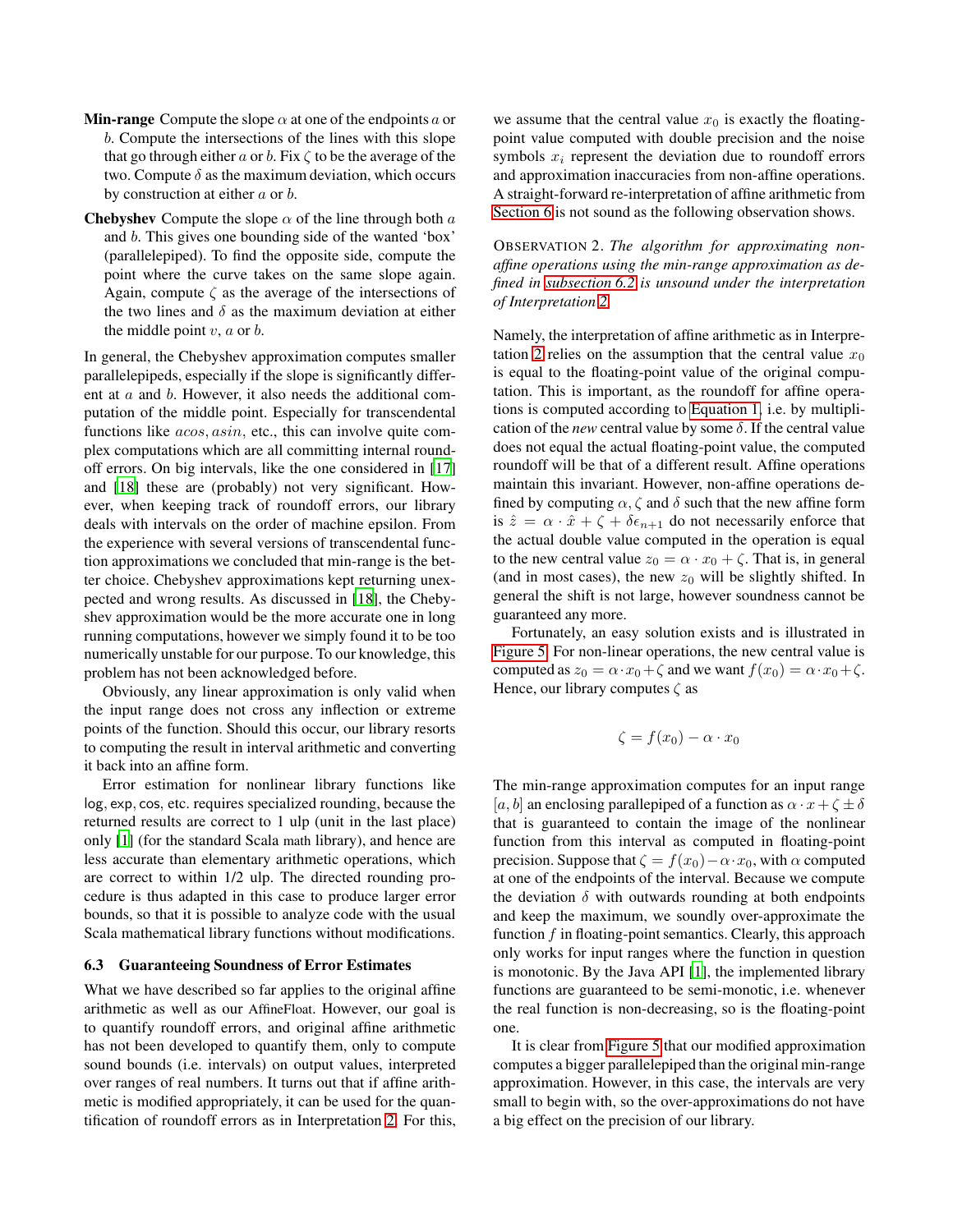**Min-range** Compute the slope $\alpha$ at one of the endpoints $a$ or $b$. Compute the intersections of the lines with this slope that go through either $a$ or $b$. Fix $\zeta$ to be the average of the two. Compute $\delta$ as the maximum deviation, which occurs by construction at either $a$ or $b$.

**Chebyshev** Compute the slope $\alpha$ of the line through both $a$ and $b$. This gives one bounding side of the wanted 'box' (parallelepiped). To find the opposite side, compute the point where the curve takes on the same slope again. Again, compute $\zeta$ as the average of the intersections of the two lines and $\delta$ as the maximum deviation at either the middle point $v$, $a$ or $b$.

In general, the Chebyshev approximation computes smaller parallelepipeds, especially if the slope is significantly different at $a$ and $b$. However, it also needs the additional computation of the middle point. Especially for transcendental functions like $acos, asin$, etc., this can involve quite complex computations which are all committing internal roundoff errors. On big intervals, like the one considered in [17] and [18] these are (probably) not very significant. However, when keeping track of roundoff errors, our library deals with intervals on the order of machine epsilon. From the experience with several versions of transcendental function approximations we concluded that min-range is the better choice. Chebyshev approximations kept returning unexpected and wrong results. As discussed in [18], the Chebyshev approximation would be the more accurate one in long running computations, however we simply found it to be too numerically unstable for our purpose. To our knowledge, this problem has not been acknowledged before.

Obviously, any linear approximation is only valid when the input range does not cross any inflection or extreme points of the function. Should this occur, our library resorts to computing the result in interval arithmetic and converting it back into an affine form.

Error estimation for nonlinear library functions like log, exp, cos, etc. requires specialized rounding, because the returned results are correct to 1 ulp (unit in the last place) only [1] (for the standard Scala math library), and hence are less accurate than elementary arithmetic operations, which are correct to within 1/2 ulp. The directed rounding procedure is thus adapted in this case to produce larger error bounds, so that it is possible to analyze code with the usual Scala mathematical library functions without modifications.

### 6.3 Guaranteeing Soundness of Error Estimates

What we have described so far applies to the original affine arithmetic as well as our AffineFloat. However, our goal is to quantify roundoff errors, and original affine arithmetic has not been developed to quantify them, only to compute sound bounds (i.e. intervals) on output values, interpreted over ranges of real numbers. It turns out that if affine arithmetic is modified appropriately, it can be used for the quantification of roundoff errors as in Interpretation 2. For this, we assume that the central value $x_0$ is exactly the floating-point value computed with double precision and the noise symbols $x_i$ represent the deviation due to roundoff errors and approximation inaccuracies from non-affine operations. A straight-forward re-interpretation of affine arithmetic from Section 6 is not sound as the following observation shows.

OBSERVATION 2. *The algorithm for approximating non-affine operations using the min-range approximation as defined in subsection 6.2 is unsound under the interpretation of Interpretation 2.*

Namely, the interpretation of affine arithmetic as in Interpretation 2 relies on the assumption that the central value $x_0$ is equal to the floating-point value of the original computation. This is important, as the roundoff for affine operations is computed according to Equation 1, i.e. by multiplication of the *new* central value by some $\delta$. If the central value does not equal the actual floating-point value, the computed roundoff will be that of a different result. Affine operations maintain this invariant. However, non-affine operations defined by computing $\alpha, \zeta$ and $\delta$ such that the new affine form is $\hat{z} = \alpha \cdot \hat{x} + \zeta + \delta\epsilon_{n+1}$ do not necessarily enforce that the actual double value computed in the operation is equal to the new central value $z_0 = \alpha \cdot x_0 + \zeta$. That is, in general (and in most cases), the new $z_0$ will be slightly shifted. In general the shift is not large, however soundness cannot be guaranteed any more.

Fortunately, an easy solution exists and is illustrated in Figure 5. For non-linear operations, the new central value is computed as $z_0 = \alpha \cdot x_0 + \zeta$ and we want $f(x_0) = \alpha \cdot x_0 + \zeta$. Hence, our library computes $\zeta$ as

$$\zeta = f(x_0) - \alpha \cdot x_0$$

The min-range approximation computes for an input range $[a, b]$ an enclosing parallelepiped of a function as $\alpha \cdot x + \zeta \pm \delta$ that is guaranteed to contain the image of the nonlinear function from this interval as computed in floating-point precision. Suppose that $\zeta = f(x_0) - \alpha \cdot x_0$, with $\alpha$ computed at one of the endpoints of the interval. Because we compute the deviation $\delta$ with outwards rounding at both endpoints and keep the maximum, we soundly over-approximate the function $f$ in floating-point semantics. Clearly, this approach only works for input ranges where the function in question is monotonic. By the Java API [1], the implemented library functions are guaranteed to be semi-monotic, i.e. whenever the real function is non-decreasing, so is the floating-point one.

It is clear from Figure 5 that our modified approximation computes a bigger parallelepiped than the original min-range approximation. However, in this case, the intervals are very small to begin with, so the over-approximations do not have a big effect on the precision of our library.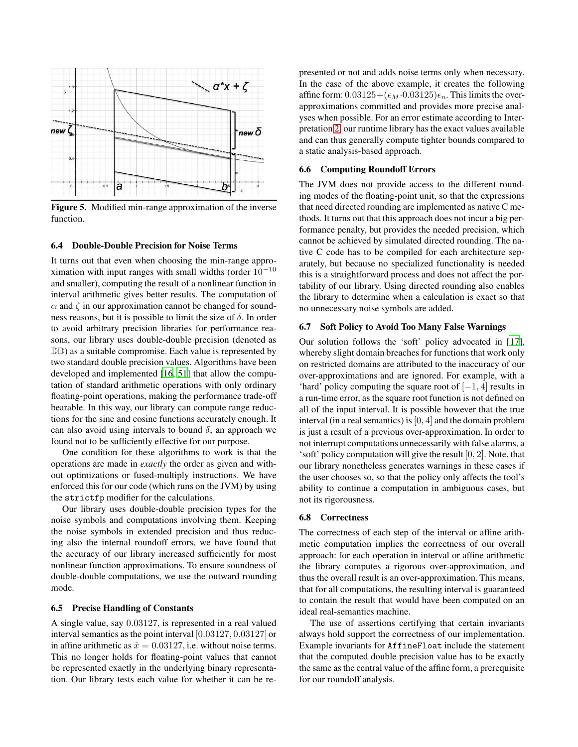Figure 5. Modified min-range approximation of the inverse function.

### 6.4 Double-Double Precision for Noise Terms

It turns out that even when choosing the min-range approximation with input ranges with small widths (order $10^{-10}$ and smaller), computing the result of a nonlinear function in interval arithmetic gives better results. The computation of $\alpha$ and $\zeta$ in our approximation cannot be changed for soundness reasons, but it is possible to limit the size of $\delta$. In order to avoid arbitrary precision libraries for performance reasons, our library uses double-double precision (denoted as $\mathbb{DD}$) as a suitable compromise. Each value is represented by two standard double precision values. Algorithms have been developed and implemented [16, 51] that allow the computation of standard arithmetic operations with only ordinary floating-point operations, making the performance trade-off bearable. In this way, our library can compute range reductions for the sine and cosine functions accurately enough. It can also avoid using intervals to bound $\delta$, an approach we found not to be sufficiently effective for our purpose.

One condition for these algorithms to work is that the operations are made in *exactly* the order as given and without optimizations or fused-multiply instructions. We have enforced this for our code (which runs on the JVM) by using the `strictfp` modifier for the calculations.

Our library uses double-double precision types for the noise symbols and computations involving them. Keeping the noise symbols in extended precision and thus reducing also the internal roundoff errors, we have found that the accuracy of our library increased sufficiently for most nonlinear function approximations. To ensure soundness of double-double computations, we use the outward rounding mode.

### 6.5 Precise Handling of Constants

A single value, say 0.03127, is represented in a real valued interval semantics as the point interval $[0.03127, 0.03127]$ or in affine arithmetic as $\hat{x} = 0.03127$, i.e. without noise terms. This no longer holds for floating-point values that cannot be represented exactly in the underlying binary representation. Our library tests each value for whether it can be represented or not and adds noise terms only when necessary. In the case of the above example, it creates the following affine form: $0.03125 + (\epsilon_M \cdot 0.03125)\epsilon_n$. This limits the over-approximations committed and provides more precise analyses when possible. For an error estimate according to Interpretation 2, our runtime library has the exact values available and can thus generally compute tighter bounds compared to a static analysis-based approach.

### 6.6 Computing Roundoff Errors

The JVM does not provide access to the different rounding modes of the floating-point unit, so that the expressions that need directed rounding are implemented as native C methods. It turns out that this approach does not incur a big performance penalty, but provides the needed precision, which cannot be achieved by simulated directed rounding. The native C code has to be compiled for each architecture separately, but because no specialized functionality is needed this is a straightforward process and does not affect the portability of our library. Using directed rounding also enables the library to determine when a calculation is exact so that no unnecessary noise symbols are added.

### 6.7 Soft Policy to Avoid Too Many False Warnings

Our solution follows the 'soft' policy advocated in [17], whereby slight domain breaches for functions that work only on restricted domains are attributed to the inaccuracy of our over-approximations and are ignored. For example, with a 'hard' policy computing the square root of $[-1, 4]$ results in a run-time error, as the square root function is not defined on all of the input interval. It is possible however that the true interval (in a real semantics) is $[0, 4]$ and the domain problem is just a result of a previous over-approximation. In order to not interrupt computations unnecessarily with false alarms, a 'soft' policy computation will give the result $[0, 2]$. Note, that our library nonetheless generates warnings in these cases if the user chooses so, so that the policy only affects the tool's ability to continue a computation in ambiguous cases, but not its rigorousness.

### 6.8 Correctness

The correctness of each step of the interval or affine arithmetic computation implies the correctness of our overall approach: for each operation in interval or affine arithmetic the library computes a rigorous over-approximation, and thus the overall result is an over-approximation. This means, that for all computations, the resulting interval is guaranteed to contain the result that would have been computed on an ideal real-semantics machine.

The use of assertions certifying that certain invariants always hold support the correctness of our implementation. Example invariants for `AffineFloat` include the statement that the computed double precision value has to be exactly the same as the central value of the affine form, a prerequisite for our roundoff analysis.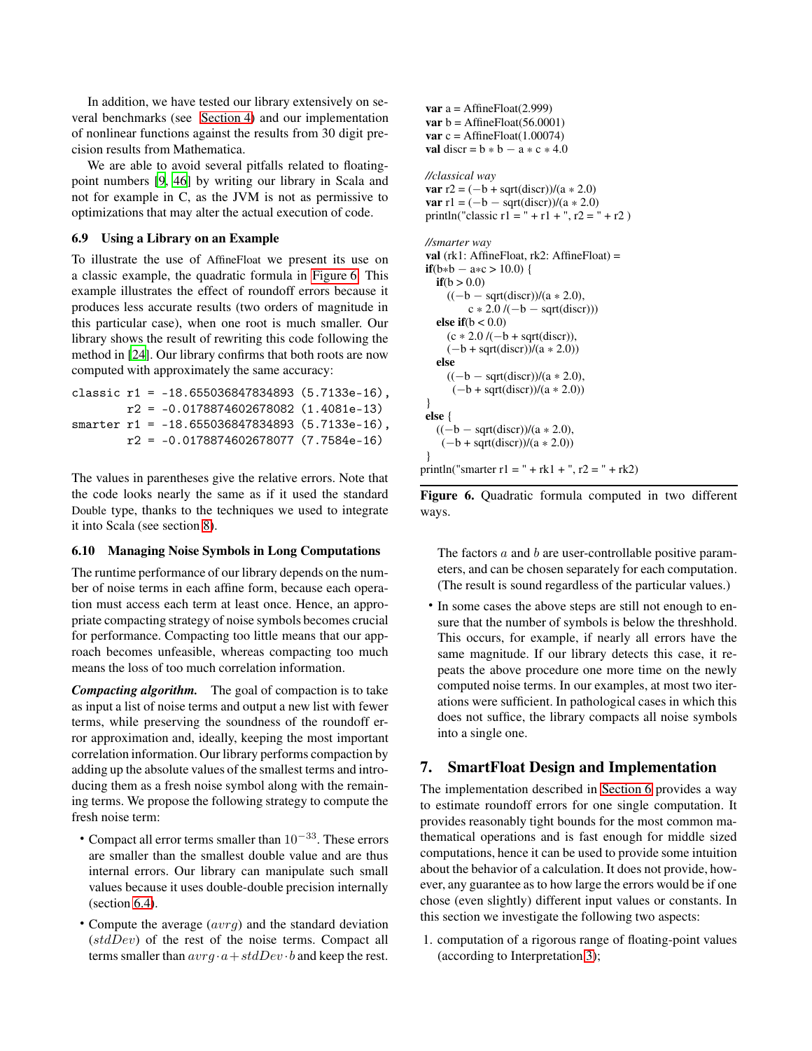In addition, we have tested our library extensively on several benchmarks (see Section 4) and our implementation of nonlinear functions against the results from 30 digit precision results from Mathematica.

We are able to avoid several pitfalls related to floating-point numbers [9, 46] by writing our library in Scala and not for example in C, as the JVM is not as permissive to optimizations that may alter the actual execution of code.

### 6.9 Using a Library on an Example

To illustrate the use of AffineFloat we present its use on a classic example, the quadratic formula in Figure 6. This example illustrates the effect of roundoff errors because it produces less accurate results (two orders of magnitude in this particular case), when one root is much smaller. Our library shows the result of rewriting this code following the method in [24]. Our library confirms that both roots are now computed with approximately the same accuracy:

```
classic r1 = -18.655036847834893 (5.7133e-16),
        r2 = -0.0178874602678082 (1.4081e-13)
smarter r1 = -18.655036847834893 (5.7133e-16),
        r2 = -0.0178874602678077 (7.7584e-16)
```

The values in parentheses give the relative errors. Note that the code looks nearly the same as if it used the standard Double type, thanks to the techniques we used to integrate it into Scala (see section 8).

### 6.10 Managing Noise Symbols in Long Computations

The runtime performance of our library depends on the number of noise terms in each affine form, because each operation must access each term at least once. Hence, an appropriate compacting strategy of noise symbols becomes crucial for performance. Compacting too little means that our approach becomes unfeasible, whereas compacting too much means the loss of too much correlation information.

***Compacting algorithm.*** The goal of compaction is to take as input a list of noise terms and output a new list with fewer terms, while preserving the soundness of the roundoff error approximation and, ideally, keeping the most important correlation information. Our library performs compaction by adding up the absolute values of the smallest terms and introducing them as a fresh noise symbol along with the remaining terms. We propose the following strategy to compute the fresh noise term:

- Compact all error terms smaller than $10^{-33}$. These errors are smaller than the smallest double value and are thus internal errors. Our library can manipulate such small values because it uses double-double precision internally (section 6.4).
- Compute the average ($avrg$) and the standard deviation ($stdDev$) of the rest of the noise terms. Compact all terms smaller than $avrg \cdot a + stdDev \cdot b$ and keep the rest.

  The factors $a$ and $b$ are user-controllable positive parameters, and can be chosen separately for each computation. (The result is sound regardless of the particular values.)
- In some cases the above steps are still not enough to ensure that the number of symbols is below the threshhold. This occurs, for example, if nearly all errors have the same magnitude. If our library detects this case, it repeats the above procedure one more time on the newly computed noise terms. In our examples, at most two iterations were sufficient. In pathological cases in which this does not suffice, the library compacts all noise symbols into a single one.

```
var a = AffineFloat(2.999)
var b = AffineFloat(56.0001)
var c = AffineFloat(1.00074)
val discr = b * b − a * c * 4.0

//classical way
var r2 = (−b + sqrt(discr))/(a * 2.0)
var r1 = (−b − sqrt(discr))/(a * 2.0)
println("classic r1 = " + r1 + ", r2 = " + r2 )

//smarter way
val (rk1: AffineFloat, rk2: AffineFloat) =
if(b*b − a*c > 10.0) {
  if(b > 0.0)
    ((−b − sqrt(discr))/(a * 2.0),
        c * 2.0 /(−b − sqrt(discr)))
  else if(b < 0.0)
    (c * 2.0 /(−b + sqrt(discr)),
    (−b + sqrt(discr))/(a * 2.0))
  else
    ((−b − sqrt(discr))/(a * 2.0),
     (−b + sqrt(discr))/(a * 2.0))
}
else {
  ((−b − sqrt(discr))/(a * 2.0),
   (−b + sqrt(discr))/(a * 2.0))
}
println("smarter r1 = " + rk1 + ", r2 = " + rk2)
```

**Figure 6.** Quadratic formula computed in two different ways.

## 7. SmartFloat Design and Implementation

The implementation described in Section 6 provides a way to estimate roundoff errors for one single computation. It provides reasonably tight bounds for the most common mathematical operations and is fast enough for middle sized computations, hence it can be used to provide some intuition about the behavior of a calculation. It does not provide, however, any guarantee as to how large the errors would be if one chose (even slightly) different input values or constants. In this section we investigate the following two aspects:

1. computation of a rigorous range of floating-point values (according to Interpretation 3);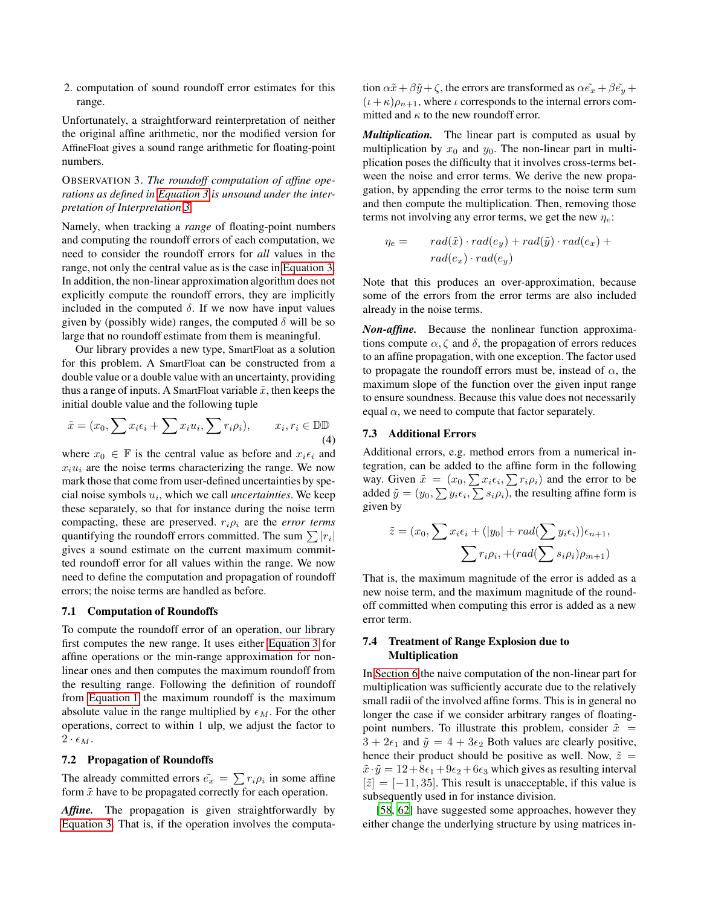2. computation of sound roundoff error estimates for this range.

Unfortunately, a straightforward reinterpretation of neither the original affine arithmetic, nor the modified version for AffineFloat gives a sound range arithmetic for floating-point numbers.

Observation 3. *The roundoff computation of affine operations as defined in Equation 3 is unsound under the interpretation of Interpretation 3.*

Namely, when tracking a *range* of floating-point numbers and computing the roundoff errors of each computation, we need to consider the roundoff errors for *all* values in the range, not only the central value as is the case in Equation 3. In addition, the non-linear approximation algorithm does not explicitly compute the roundoff errors, they are implicitly included in the computed $\delta$. If we now have input values given by (possibly wide) ranges, the computed $\delta$ will be so large that no roundoff estimate from them is meaningful.

Our library provides a new type, SmartFloat as a solution for this problem. A SmartFloat can be constructed from a double value or a double value with an uncertainty, providing thus a range of inputs. A SmartFloat variable $\tilde{x}$, then keeps the initial double value and the following tuple

$$\tilde{x} = (x_0, \sum x_i\epsilon_i + \sum x_i u_i, \sum r_i\rho_i), \qquad x_i, r_i \in \mathbb{DD} \tag{4}$$

where $x_0 \in \mathbb{F}$ is the central value as before and $x_i\epsilon_i$ and $x_i u_i$ are the noise terms characterizing the range. We now mark those that come from user-defined uncertainties by special noise symbols $u_i$, which we call *uncertainties*. We keep these separately, so that for instance during the noise term compacting, these are preserved. $r_i\rho_i$ are the *error terms* quantifying the roundoff errors committed. The sum $\sum |r_i|$ gives a sound estimate on the current maximum committed roundoff error for all values within the range. We now need to define the computation and propagation of roundoff errors; the noise terms are handled as before.

### 7.1 Computation of Roundoffs

To compute the roundoff error of an operation, our library first computes the new range. It uses either Equation 3 for affine operations or the min-range approximation for non-linear ones and then computes the maximum roundoff from the resulting range. Following the definition of roundoff from Equation 1 the maximum roundoff is the maximum absolute value in the range multiplied by $\epsilon_M$. For the other operations, correct to within 1 ulp, we adjust the factor to $2 \cdot \epsilon_M$.

### 7.2 Propagation of Roundoffs

The already committed errors $\tilde{e_x} = \sum r_i\rho_i$ in some affine form $\tilde{x}$ have to be propagated correctly for each operation.

***Affine.*** The propagation is given straightforwardly by Equation 3. That is, if the operation involves the computation $\alpha\tilde{x} + \beta\tilde{y} + \zeta$, the errors are transformed as $\alpha\tilde{e_x} + \beta\tilde{e_y} + (\iota + \kappa)\rho_{n+1}$, where $\iota$ corresponds to the internal errors committed and $\kappa$ to the new roundoff error.

***Multiplication.*** The linear part is computed as usual by multiplication by $x_0$ and $y_0$. The non-linear part in multiplication poses the difficulty that it involves cross-terms between the noise and error terms. We derive the new propagation, by appending the error terms to the noise term sum and then compute the multiplication. Then, removing those terms not involving any error terms, we get the new $\eta_e$:

$$\begin{aligned}\eta_e = \quad & rad(\tilde{x}) \cdot rad(e_y) + rad(\tilde{y}) \cdot rad(e_x) + \\ & rad(e_x) \cdot rad(e_y)\end{aligned}$$

Note that this produces an over-approximation, because some of the errors from the error terms are also included already in the noise terms.

***Non-affine.*** Because the nonlinear function approximations compute $\alpha, \zeta$ and $\delta$, the propagation of errors reduces to an affine propagation, with one exception. The factor used to propagate the roundoff errors must be, instead of $\alpha$, the maximum slope of the function over the given input range to ensure soundness. Because this value does not necessarily equal $\alpha$, we need to compute that factor separately.

### 7.3 Additional Errors

Additional errors, e.g. method errors from a numerical integration, can be added to the affine form in the following way. Given $\tilde{x} = (x_0, \sum x_i\epsilon_i, \sum r_i\rho_i)$ and the error to be added $\tilde{y} = (y_0, \sum y_i\epsilon_i, \sum s_i\rho_i)$, the resulting affine form is given by

$$\begin{aligned}\tilde{z} = (x_0, \sum x_i\epsilon_i + (|y_0| + rad(\sum y_i\epsilon_i))\epsilon_{n+1}, \\ \sum r_i\rho_i, +(rad(\sum s_i\rho_i)\rho_{m+1})\end{aligned}$$

That is, the maximum magnitude of the error is added as a new noise term, and the maximum magnitude of the roundoff committed when computing this error is added as a new error term.

### 7.4 Treatment of Range Explosion due to Multiplication

In Section 6 the naive computation of the non-linear part for multiplication was sufficiently accurate due to the relatively small radii of the involved affine forms. This is in general no longer the case if we consider arbitrary ranges of floating-point numbers. To illustrate this problem, consider $\tilde{x} = 3 + 2\epsilon_1$ and $\tilde{y} = 4 + 3\epsilon_2$ Both values are clearly positive, hence their product should be positive as well. Now, $\tilde{z} = \tilde{x} \cdot \tilde{y} = 12 + 8\epsilon_1 + 9\epsilon_2 + 6\epsilon_3$ which gives as resulting interval $[\tilde{z}] = [-11, 35]$. This result is unacceptable, if this value is subsequently used in for instance division.

[58, 62] have suggested some approaches, however they either change the underlying structure by using matrices in-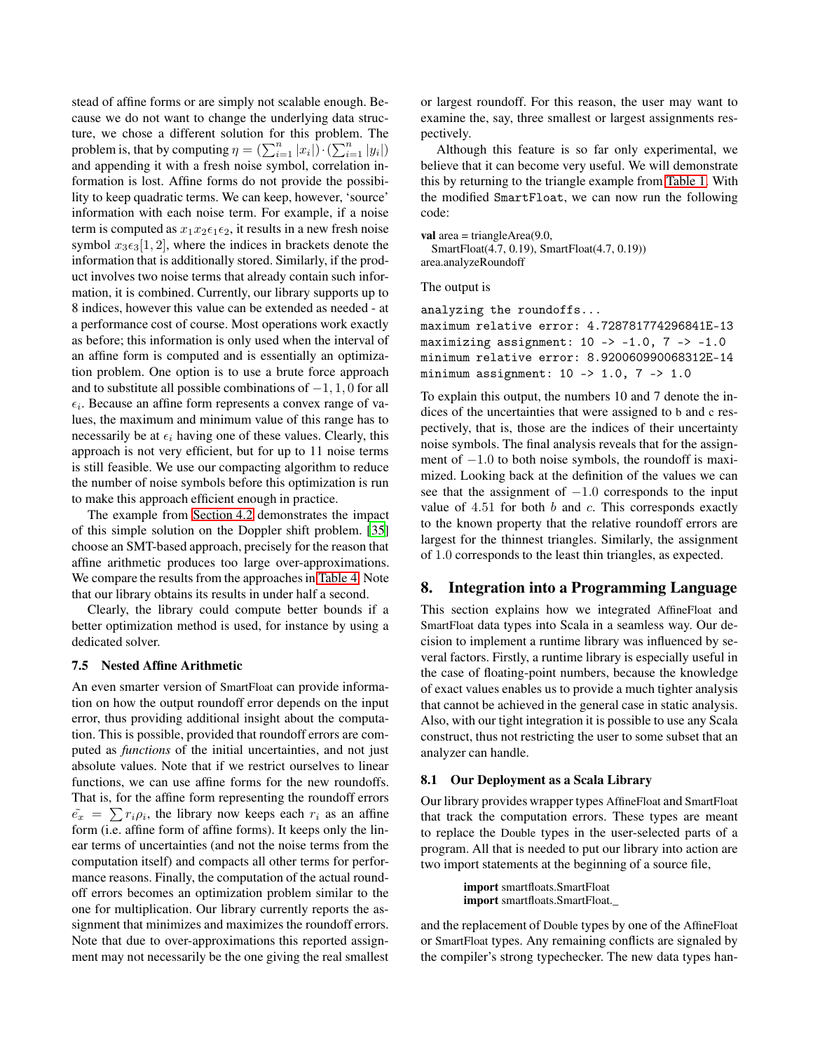stead of affine forms or are simply not scalable enough. Because we do not want to change the underlying data structure, we chose a different solution for this problem. The problem is, that by computing $\eta = (\sum_{i=1}^{n} |x_i|) \cdot (\sum_{i=1}^{n} |y_i|)$ and appending it with a fresh noise symbol, correlation information is lost. Affine forms do not provide the possibility to keep quadratic terms. We can keep, however, 'source' information with each noise term. For example, if a noise term is computed as $x_1 x_2 \epsilon_1 \epsilon_2$, it results in a new fresh noise symbol $x_3 \epsilon_3[1, 2]$, where the indices in brackets denote the information that is additionally stored. Similarly, if the product involves two noise terms that already contain such information, it is combined. Currently, our library supports up to 8 indices, however this value can be extended as needed - at a performance cost of course. Most operations work exactly as before; this information is only used when the interval of an affine form is computed and is essentially an optimization problem. One option is to use a brute force approach and to substitute all possible combinations of $-1, 1, 0$ for all $\epsilon_i$. Because an affine form represents a convex range of values, the maximum and minimum value of this range has to necessarily be at $\epsilon_i$ having one of these values. Clearly, this approach is not very efficient, but for up to 11 noise terms is still feasible. We use our compacting algorithm to reduce the number of noise symbols before this optimization is run to make this approach efficient enough in practice.

The example from Section 4.2 demonstrates the impact of this simple solution on the Doppler shift problem. [35] choose an SMT-based approach, precisely for the reason that affine arithmetic produces too large over-approximations. We compare the results from the approaches in Table 4. Note that our library obtains its results in under half a second.

Clearly, the library could compute better bounds if a better optimization method is used, for instance by using a dedicated solver.

### 7.5 Nested Affine Arithmetic

An even smarter version of SmartFloat can provide information on how the output roundoff error depends on the input error, thus providing additional insight about the computation. This is possible, provided that roundoff errors are computed as *functions* of the initial uncertainties, and not just absolute values. Note that if we restrict ourselves to linear functions, we can use affine forms for the new roundoffs. That is, for the affine form representing the roundoff errors $\tilde{e_x} = \sum r_i \rho_i$, the library now keeps each $r_i$ as an affine form (i.e. affine form of affine forms). It keeps only the linear terms of uncertainties (and not the noise terms from the computation itself) and compacts all other terms for performance reasons. Finally, the computation of the actual roundoff errors becomes an optimization problem similar to the one for multiplication. Our library currently reports the assignment that minimizes and maximizes the roundoff errors. Note that due to over-approximations this reported assignment may not necessarily be the one giving the real smallest or largest roundoff. For this reason, the user may want to examine the, say, three smallest or largest assignments respectively.

Although this feature is so far only experimental, we believe that it can become very useful. We will demonstrate this by returning to the triangle example from Table 1. With the modified `SmartFloat`, we can now run the following code:

```
val area = triangleArea(9.0,
  SmartFloat(4.7, 0.19), SmartFloat(4.7, 0.19))
area.analyzeRoundoff
```

The output is

```
analyzing the roundoffs...
maximum relative error: 4.728781774296841E-13
maximizing assignment: 10 -> -1.0, 7 -> -1.0
minimum relative error: 8.920060990068312E-14
minimum assignment: 10 -> 1.0, 7 -> 1.0
```

To explain this output, the numbers 10 and 7 denote the indices of the uncertainties that were assigned to b and c respectively, that is, those are the indices of their uncertainty noise symbols. The final analysis reveals that for the assignment of $-1.0$ to both noise symbols, the roundoff is maximized. Looking back at the definition of the values we can see that the assignment of $-1.0$ corresponds to the input value of $4.51$ for both $b$ and $c$. This corresponds exactly to the known property that the relative roundoff errors are largest for the thinnest triangles. Similarly, the assignment of $1.0$ corresponds to the least thin triangles, as expected.

## 8. Integration into a Programming Language

This section explains how we integrated AffineFloat and SmartFloat data types into Scala in a seamless way. Our decision to implement a runtime library was influenced by several factors. Firstly, a runtime library is especially useful in the case of floating-point numbers, because the knowledge of exact values enables us to provide a much tighter analysis that cannot be achieved in the general case in static analysis. Also, with our tight integration it is possible to use any Scala construct, thus not restricting the user to some subset that an analyzer can handle.

### 8.1 Our Deployment as a Scala Library

Our library provides wrapper types AffineFloat and SmartFloat that track the computation errors. These types are meant to replace the Double types in the user-selected parts of a program. All that is needed to put our library into action are two import statements at the beginning of a source file,

```
import smartfloats.SmartFloat
import smartfloats.SmartFloat._
```

and the replacement of Double types by one of the AffineFloat or SmartFloat types. Any remaining conflicts are signaled by the compiler's strong typechecker. The new data types han-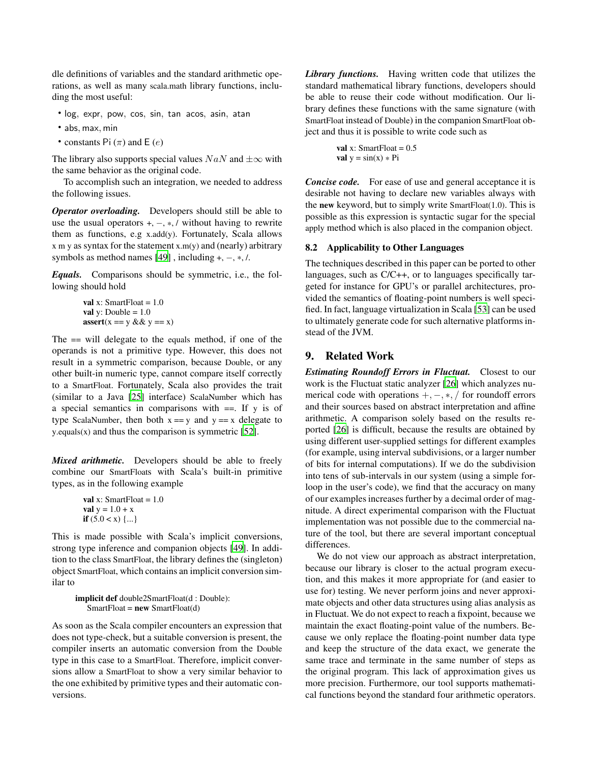dle definitions of variables and the standard arithmetic operations, as well as many scala.math library functions, including the most useful:

- log, expr, pow, cos, sin, tan acos, asin, atan
- abs, max, min
- constants Pi ($\pi$) and E ($e$)

The library also supports special values $NaN$ and $\pm\infty$ with the same behavior as the original code.

To accomplish such an integration, we needed to address the following issues.

***Operator overloading.*** Developers should still be able to use the usual operators +, −, ∗, / without having to rewrite them as functions, e.g x.add(y). Fortunately, Scala allows x m y as syntax for the statement x.m(y) and (nearly) arbitrary symbols as method names [49] , including +, −, ∗, /.

***Equals.*** Comparisons should be symmetric, i.e., the following should hold

```
val x: SmartFloat = 1.0
val y: Double = 1.0
assert(x == y && y == x)
```

The == will delegate to the equals method, if one of the operands is not a primitive type. However, this does not result in a symmetric comparison, because Double, or any other built-in numeric type, cannot compare itself correctly to a SmartFloat. Fortunately, Scala also provides the trait (similar to a Java [25] interface) ScalaNumber which has a special semantics in comparisons with ==. If y is of type ScalaNumber, then both x == y and y == x delegate to y.equals(x) and thus the comparison is symmetric [52].

***Mixed arithmetic.*** Developers should be able to freely combine our SmartFloats with Scala's built-in primitive types, as in the following example

```
val x: SmartFloat = 1.0
val y = 1.0 + x
if (5.0 < x) {...}
```

This is made possible with Scala's implicit conversions, strong type inference and companion objects [49]. In addition to the class SmartFloat, the library defines the (singleton) object SmartFloat, which contains an implicit conversion similar to

```
implicit def double2SmartFloat(d : Double):
   SmartFloat = new SmartFloat(d)
```

As soon as the Scala compiler encounters an expression that does not type-check, but a suitable conversion is present, the compiler inserts an automatic conversion from the Double type in this case to a SmartFloat. Therefore, implicit conversions allow a SmartFloat to show a very similar behavior to the one exhibited by primitive types and their automatic conversions.

***Library functions.*** Having written code that utilizes the standard mathematical library functions, developers should be able to reuse their code without modification. Our library defines these functions with the same signature (with SmartFloat instead of Double) in the companion SmartFloat object and thus it is possible to write code such as

```
val x: SmartFloat = 0.5
val y = sin(x) * Pi
```

***Concise code.*** For ease of use and general acceptance it is desirable not having to declare new variables always with the **new** keyword, but to simply write SmartFloat(1.0). This is possible as this expression is syntactic sugar for the special apply method which is also placed in the companion object.

### 8.2 Applicability to Other Languages

The techniques described in this paper can be ported to other languages, such as C/C++, or to languages specifically targeted for instance for GPU's or parallel architectures, provided the semantics of floating-point numbers is well specified. In fact, language virtualization in Scala [53] can be used to ultimately generate code for such alternative platforms instead of the JVM.

## 9. Related Work

***Estimating Roundoff Errors in Fluctuat.*** Closest to our work is the Fluctuat static analyzer [26] which analyzes numerical code with operations $+, -, *, /$ for roundoff errors and their sources based on abstract interpretation and affine arithmetic. A comparison solely based on the results reported [26] is difficult, because the results are obtained by using different user-supplied settings for different examples (for example, using interval subdivisions, or a larger number of bits for internal computations). If we do the subdivision into tens of sub-intervals in our system (using a simple for-loop in the user's code), we find that the accuracy on many of our examples increases further by a decimal order of magnitude. A direct experimental comparison with the Fluctuat implementation was not possible due to the commercial nature of the tool, but there are several important conceptual differences.

We do not view our approach as abstract interpretation, because our library is closer to the actual program execution, and this makes it more appropriate for (and easier to use for) testing. We never perform joins and never approximate objects and other data structures using alias analysis as in Fluctuat. We do not expect to reach a fixpoint, because we maintain the exact floating-point value of the numbers. Because we only replace the floating-point number data type and keep the structure of the data exact, we generate the same trace and terminate in the same number of steps as the original program. This lack of approximation gives us more precision. Furthermore, our tool supports mathematical functions beyond the standard four arithmetic operators.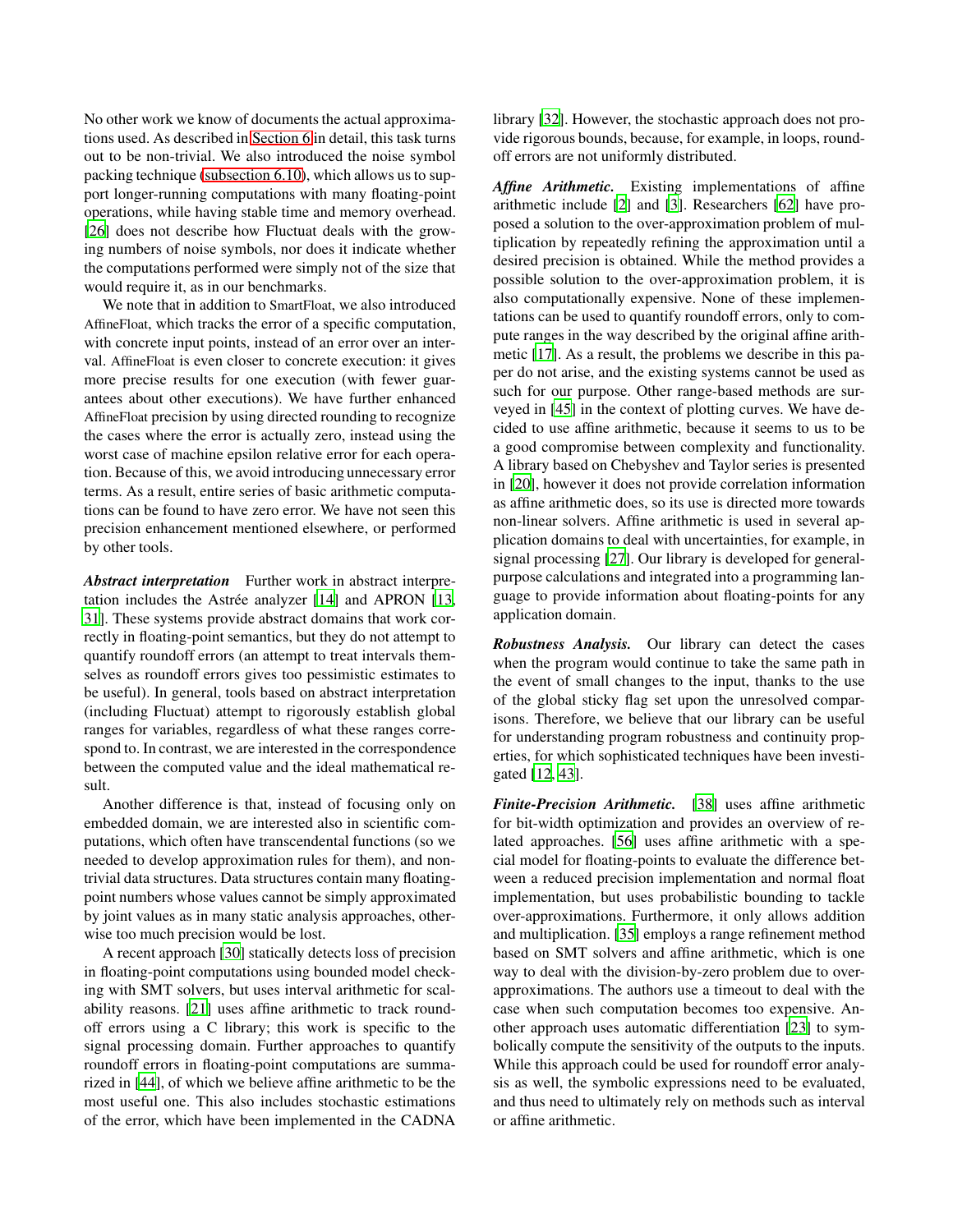No other work we know of documents the actual approximations used. As described in Section 6 in detail, this task turns out to be non-trivial. We also introduced the noise symbol packing technique (subsection 6.10), which allows us to support longer-running computations with many floating-point operations, while having stable time and memory overhead. [26] does not describe how Fluctuat deals with the growing numbers of noise symbols, nor does it indicate whether the computations performed were simply not of the size that would require it, as in our benchmarks.

We note that in addition to SmartFloat, we also introduced AffineFloat, which tracks the error of a specific computation, with concrete input points, instead of an error over an interval. AffineFloat is even closer to concrete execution: it gives more precise results for one execution (with fewer guarantees about other executions). We have further enhanced AffineFloat precision by using directed rounding to recognize the cases where the error is actually zero, instead using the worst case of machine epsilon relative error for each operation. Because of this, we avoid introducing unnecessary error terms. As a result, entire series of basic arithmetic computations can be found to have zero error. We have not seen this precision enhancement mentioned elsewhere, or performed by other tools.

***Abstract interpretation*** Further work in abstract interpretation includes the Astrée analyzer [14] and APRON [13, 31]. These systems provide abstract domains that work correctly in floating-point semantics, but they do not attempt to quantify roundoff errors (an attempt to treat intervals themselves as roundoff errors gives too pessimistic estimates to be useful). In general, tools based on abstract interpretation (including Fluctuat) attempt to rigorously establish global ranges for variables, regardless of what these ranges correspond to. In contrast, we are interested in the correspondence between the computed value and the ideal mathematical result.

Another difference is that, instead of focusing only on embedded domain, we are interested also in scientific computations, which often have transcendental functions (so we needed to develop approximation rules for them), and non-trivial data structures. Data structures contain many floating-point numbers whose values cannot be simply approximated by joint values as in many static analysis approaches, otherwise too much precision would be lost.

A recent approach [30] statically detects loss of precision in floating-point computations using bounded model checking with SMT solvers, but uses interval arithmetic for scalability reasons. [21] uses affine arithmetic to track roundoff errors using a C library; this work is specific to the signal processing domain. Further approaches to quantify roundoff errors in floating-point computations are summarized in [44], of which we believe affine arithmetic to be the most useful one. This also includes stochastic estimations of the error, which have been implemented in the CADNA library [32]. However, the stochastic approach does not provide rigorous bounds, because, for example, in loops, roundoff errors are not uniformly distributed.

***Affine Arithmetic.*** Existing implementations of affine arithmetic include [2] and [3]. Researchers [62] have proposed a solution to the over-approximation problem of multiplication by repeatedly refining the approximation until a desired precision is obtained. While the method provides a possible solution to the over-approximation problem, it is also computationally expensive. None of these implementations can be used to quantify roundoff errors, only to compute ranges in the way described by the original affine arithmetic [17]. As a result, the problems we describe in this paper do not arise, and the existing systems cannot be used as such for our purpose. Other range-based methods are surveyed in [45] in the context of plotting curves. We have decided to use affine arithmetic, because it seems to us to be a good compromise between complexity and functionality. A library based on Chebyshev and Taylor series is presented in [20], however it does not provide correlation information as affine arithmetic does, so its use is directed more towards non-linear solvers. Affine arithmetic is used in several application domains to deal with uncertainties, for example, in signal processing [27]. Our library is developed for general-purpose calculations and integrated into a programming language to provide information about floating-points for any application domain.

***Robustness Analysis.*** Our library can detect the cases when the program would continue to take the same path in the event of small changes to the input, thanks to the use of the global sticky flag set upon the unresolved comparisons. Therefore, we believe that our library can be useful for understanding program robustness and continuity properties, for which sophisticated techniques have been investigated [12, 43].

***Finite-Precision Arithmetic.*** [38] uses affine arithmetic for bit-width optimization and provides an overview of related approaches. [56] uses affine arithmetic with a special model for floating-points to evaluate the difference between a reduced precision implementation and normal float implementation, but uses probabilistic bounding to tackle over-approximations. Furthermore, it only allows addition and multiplication. [35] employs a range refinement method based on SMT solvers and affine arithmetic, which is one way to deal with the division-by-zero problem due to over-approximations. The authors use a timeout to deal with the case when such computation becomes too expensive. Another approach uses automatic differentiation [23] to symbolically compute the sensitivity of the outputs to the inputs. While this approach could be used for roundoff error analysis as well, the symbolic expressions need to be evaluated, and thus need to ultimately rely on methods such as interval or affine arithmetic.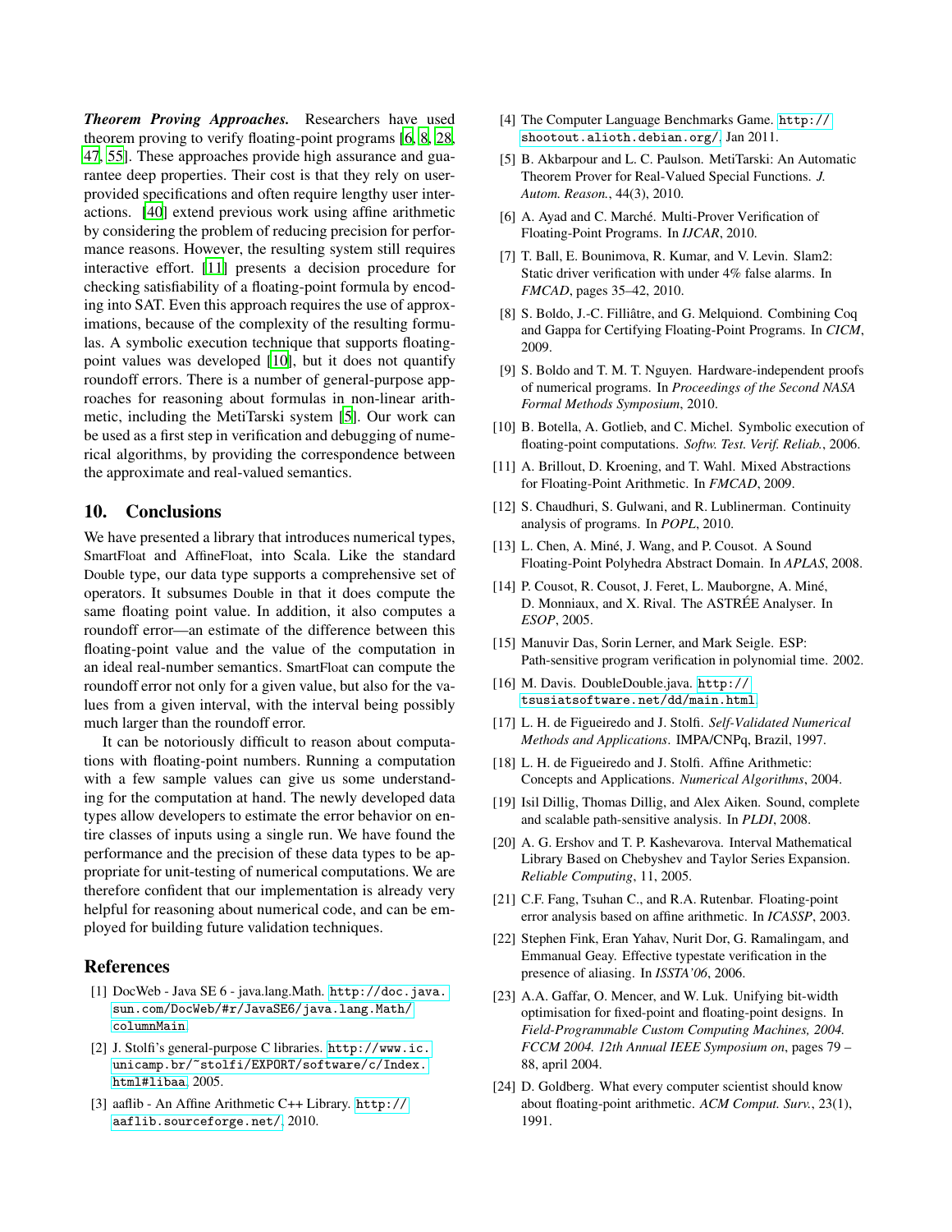***Theorem Proving Approaches.*** Researchers have used theorem proving to verify floating-point programs [6, 8, 28, 47, 55]. These approaches provide high assurance and guarantee deep properties. Their cost is that they rely on user-provided specifications and often require lengthy user interactions. [40] extend previous work using affine arithmetic by considering the problem of reducing precision for performance reasons. However, the resulting system still requires interactive effort. [11] presents a decision procedure for checking satisfiability of a floating-point formula by encoding into SAT. Even this approach requires the use of approximations, because of the complexity of the resulting formulas. A symbolic execution technique that supports floating-point values was developed [10], but it does not quantify roundoff errors. There is a number of general-purpose approaches for reasoning about formulas in non-linear arithmetic, including the MetiTarski system [5]. Our work can be used as a first step in verification and debugging of numerical algorithms, by providing the correspondence between the approximate and real-valued semantics.

## 10. Conclusions

We have presented a library that introduces numerical types, SmartFloat and AffineFloat, into Scala. Like the standard Double type, our data type supports a comprehensive set of operators. It subsumes Double in that it does compute the same floating point value. In addition, it also computes a roundoff error—an estimate of the difference between this floating-point value and the value of the computation in an ideal real-number semantics. SmartFloat can compute the roundoff error not only for a given value, but also for the values from a given interval, with the interval being possibly much larger than the roundoff error.

It can be notoriously difficult to reason about computations with floating-point numbers. Running a computation with a few sample values can give us some understanding for the computation at hand. The newly developed data types allow developers to estimate the error behavior on entire classes of inputs using a single run. We have found the performance and the precision of these data types to be appropriate for unit-testing of numerical computations. We are therefore confident that our implementation is already very helpful for reasoning about numerical code, and can be employed for building future validation techniques.

## References

[1] DocWeb - Java SE 6 - java.lang.Math. `http://doc.java.sun.com/DocWeb/#r/JavaSE6/java.lang.Math/columnMain`.

[2] J. Stolfi's general-purpose C libraries. `http://www.ic.unicamp.br/~stolfi/EXPORT/software/c/Index.html#libaa`, 2005.

[3] aaflib - An Affine Arithmetic C++ Library. `http://aaflib.sourceforge.net/`, 2010.

[4] The Computer Language Benchmarks Game. `http://shootout.alioth.debian.org/`, Jan 2011.

[5] B. Akbarpour and L. C. Paulson. MetiTarski: An Automatic Theorem Prover for Real-Valued Special Functions. *J. Autom. Reason.*, 44(3), 2010.

[6] A. Ayad and C. Marché. Multi-Prover Verification of Floating-Point Programs. In *IJCAR*, 2010.

[7] T. Ball, E. Bounimova, R. Kumar, and V. Levin. Slam2: Static driver verification with under 4% false alarms. In *FMCAD*, pages 35–42, 2010.

[8] S. Boldo, J.-C. Filliâtre, and G. Melquiond. Combining Coq and Gappa for Certifying Floating-Point Programs. In *CICM*, 2009.

[9] S. Boldo and T. M. T. Nguyen. Hardware-independent proofs of numerical programs. In *Proceedings of the Second NASA Formal Methods Symposium*, 2010.

[10] B. Botella, A. Gotlieb, and C. Michel. Symbolic execution of floating-point computations. *Softw. Test. Verif. Reliab.*, 2006.

[11] A. Brillout, D. Kroening, and T. Wahl. Mixed Abstractions for Floating-Point Arithmetic. In *FMCAD*, 2009.

[12] S. Chaudhuri, S. Gulwani, and R. Lublinerman. Continuity analysis of programs. In *POPL*, 2010.

[13] L. Chen, A. Miné, J. Wang, and P. Cousot. A Sound Floating-Point Polyhedra Abstract Domain. In *APLAS*, 2008.

[14] P. Cousot, R. Cousot, J. Feret, L. Mauborgne, A. Miné, D. Monniaux, and X. Rival. The ASTRÉE Analyser. In *ESOP*, 2005.

[15] Manuvir Das, Sorin Lerner, and Mark Seigle. ESP: Path-sensitive program verification in polynomial time. 2002.

[16] M. Davis. DoubleDouble.java. `http://tsusiatsoftware.net/dd/main.html`.

[17] L. H. de Figueiredo and J. Stolfi. *Self-Validated Numerical Methods and Applications*. IMPA/CNPq, Brazil, 1997.

[18] L. H. de Figueiredo and J. Stolfi. Affine Arithmetic: Concepts and Applications. *Numerical Algorithms*, 2004.

[19] Isil Dillig, Thomas Dillig, and Alex Aiken. Sound, complete and scalable path-sensitive analysis. In *PLDI*, 2008.

[20] A. G. Ershov and T. P. Kashevarova. Interval Mathematical Library Based on Chebyshev and Taylor Series Expansion. *Reliable Computing*, 11, 2005.

[21] C.F. Fang, Tsuhan C., and R.A. Rutenbar. Floating-point error analysis based on affine arithmetic. In *ICASSP*, 2003.

[22] Stephen Fink, Eran Yahav, Nurit Dor, G. Ramalingam, and Emmanual Geay. Effective typestate verification in the presence of aliasing. In *ISSTA'06*, 2006.

[23] A.A. Gaffar, O. Mencer, and W. Luk. Unifying bit-width optimisation for fixed-point and floating-point designs. In *Field-Programmable Custom Computing Machines, 2004. FCCM 2004. 12th Annual IEEE Symposium on*, pages 79 – 88, april 2004.

[24] D. Goldberg. What every computer scientist should know about floating-point arithmetic. *ACM Comput. Surv.*, 23(1), 1991.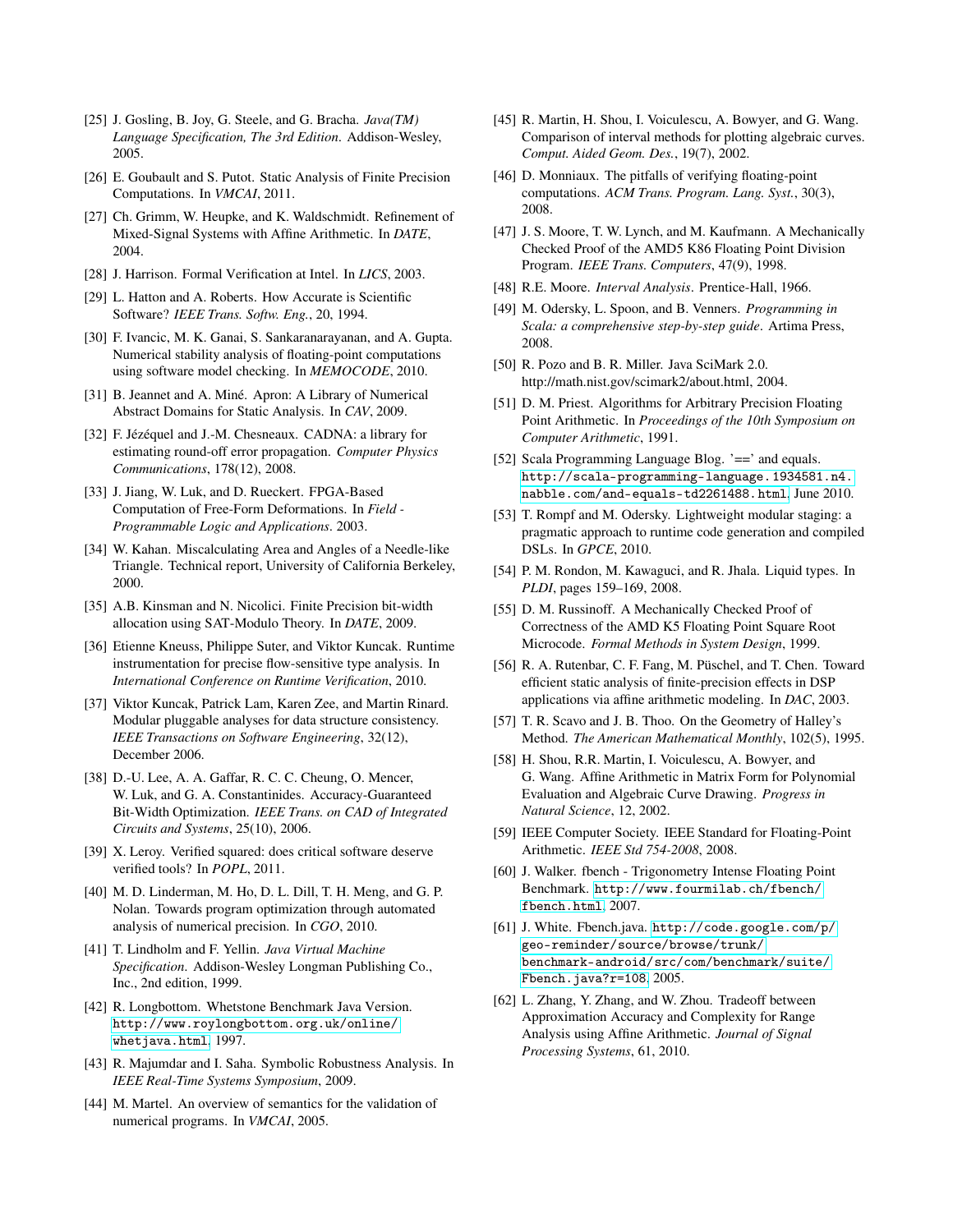[25] J. Gosling, B. Joy, G. Steele, and G. Bracha. *Java(TM) Language Specification, The 3rd Edition*. Addison-Wesley, 2005.

[26] E. Goubault and S. Putot. Static Analysis of Finite Precision Computations. In *VMCAI*, 2011.

[27] Ch. Grimm, W. Heupke, and K. Waldschmidt. Refinement of Mixed-Signal Systems with Affine Arithmetic. In *DATE*, 2004.

[28] J. Harrison. Formal Verification at Intel. In *LICS*, 2003.

[29] L. Hatton and A. Roberts. How Accurate is Scientific Software? *IEEE Trans. Softw. Eng.*, 20, 1994.

[30] F. Ivancic, M. K. Ganai, S. Sankaranarayanan, and A. Gupta. Numerical stability analysis of floating-point computations using software model checking. In *MEMOCODE*, 2010.

[31] B. Jeannet and A. Miné. Apron: A Library of Numerical Abstract Domains for Static Analysis. In *CAV*, 2009.

[32] F. Jézéquel and J.-M. Chesneaux. CADNA: a library for estimating round-off error propagation. *Computer Physics Communications*, 178(12), 2008.

[33] J. Jiang, W. Luk, and D. Rueckert. FPGA-Based Computation of Free-Form Deformations. In *Field - Programmable Logic and Applications*. 2003.

[34] W. Kahan. Miscalculating Area and Angles of a Needle-like Triangle. Technical report, University of California Berkeley, 2000.

[35] A.B. Kinsman and N. Nicolici. Finite Precision bit-width allocation using SAT-Modulo Theory. In *DATE*, 2009.

[36] Etienne Kneuss, Philippe Suter, and Viktor Kuncak. Runtime instrumentation for precise flow-sensitive type analysis. In *International Conference on Runtime Verification*, 2010.

[37] Viktor Kuncak, Patrick Lam, Karen Zee, and Martin Rinard. Modular pluggable analyses for data structure consistency. *IEEE Transactions on Software Engineering*, 32(12), December 2006.

[38] D.-U. Lee, A. A. Gaffar, R. C. C. Cheung, O. Mencer, W. Luk, and G. A. Constantinides. Accuracy-Guaranteed Bit-Width Optimization. *IEEE Trans. on CAD of Integrated Circuits and Systems*, 25(10), 2006.

[39] X. Leroy. Verified squared: does critical software deserve verified tools? In *POPL*, 2011.

[40] M. D. Linderman, M. Ho, D. L. Dill, T. H. Meng, and G. P. Nolan. Towards program optimization through automated analysis of numerical precision. In *CGO*, 2010.

[41] T. Lindholm and F. Yellin. *Java Virtual Machine Specification*. Addison-Wesley Longman Publishing Co., Inc., 2nd edition, 1999.

[42] R. Longbottom. Whetstone Benchmark Java Version. `http://www.roylongbottom.org.uk/online/whetjava.html`, 1997.

[43] R. Majumdar and I. Saha. Symbolic Robustness Analysis. In *IEEE Real-Time Systems Symposium*, 2009.

[44] M. Martel. An overview of semantics for the validation of numerical programs. In *VMCAI*, 2005.

[45] R. Martin, H. Shou, I. Voiculescu, A. Bowyer, and G. Wang. Comparison of interval methods for plotting algebraic curves. *Comput. Aided Geom. Des.*, 19(7), 2002.

[46] D. Monniaux. The pitfalls of verifying floating-point computations. *ACM Trans. Program. Lang. Syst.*, 30(3), 2008.

[47] J. S. Moore, T. W. Lynch, and M. Kaufmann. A Mechanically Checked Proof of the AMD5 K86 Floating Point Division Program. *IEEE Trans. Computers*, 47(9), 1998.

[48] R.E. Moore. *Interval Analysis*. Prentice-Hall, 1966.

[49] M. Odersky, L. Spoon, and B. Venners. *Programming in Scala: a comprehensive step-by-step guide*. Artima Press, 2008.

[50] R. Pozo and B. R. Miller. Java SciMark 2.0. http://math.nist.gov/scimark2/about.html, 2004.

[51] D. M. Priest. Algorithms for Arbitrary Precision Floating Point Arithmetic. In *Proceedings of the 10th Symposium on Computer Arithmetic*, 1991.

[52] Scala Programming Language Blog. '==' and equals. `http://scala-programming-language.1934581.n4.nabble.com/and-equals-td2261488.html`, June 2010.

[53] T. Rompf and M. Odersky. Lightweight modular staging: a pragmatic approach to runtime code generation and compiled DSLs. In *GPCE*, 2010.

[54] P. M. Rondon, M. Kawaguci, and R. Jhala. Liquid types. In *PLDI*, pages 159–169, 2008.

[55] D. M. Russinoff. A Mechanically Checked Proof of Correctness of the AMD K5 Floating Point Square Root Microcode. *Formal Methods in System Design*, 1999.

[56] R. A. Rutenbar, C. F. Fang, M. Püschel, and T. Chen. Toward efficient static analysis of finite-precision effects in DSP applications via affine arithmetic modeling. In *DAC*, 2003.

[57] T. R. Scavo and J. B. Thoo. On the Geometry of Halley's Method. *The American Mathematical Monthly*, 102(5), 1995.

[58] H. Shou, R.R. Martin, I. Voiculescu, A. Bowyer, and G. Wang. Affine Arithmetic in Matrix Form for Polynomial Evaluation and Algebraic Curve Drawing. *Progress in Natural Science*, 12, 2002.

[59] IEEE Computer Society. IEEE Standard for Floating-Point Arithmetic. *IEEE Std 754-2008*, 2008.

[60] J. Walker. fbench - Trigonometry Intense Floating Point Benchmark. `http://www.fourmilab.ch/fbench/fbench.html`, 2007.

[61] J. White. Fbench.java. `http://code.google.com/p/geo-reminder/source/browse/trunk/benchmark-android/src/com/benchmark/suite/Fbench.java?r=108`, 2005.

[62] L. Zhang, Y. Zhang, and W. Zhou. Tradeoff between Approximation Accuracy and Complexity for Range Analysis using Affine Arithmetic. *Journal of Signal Processing Systems*, 61, 2010.